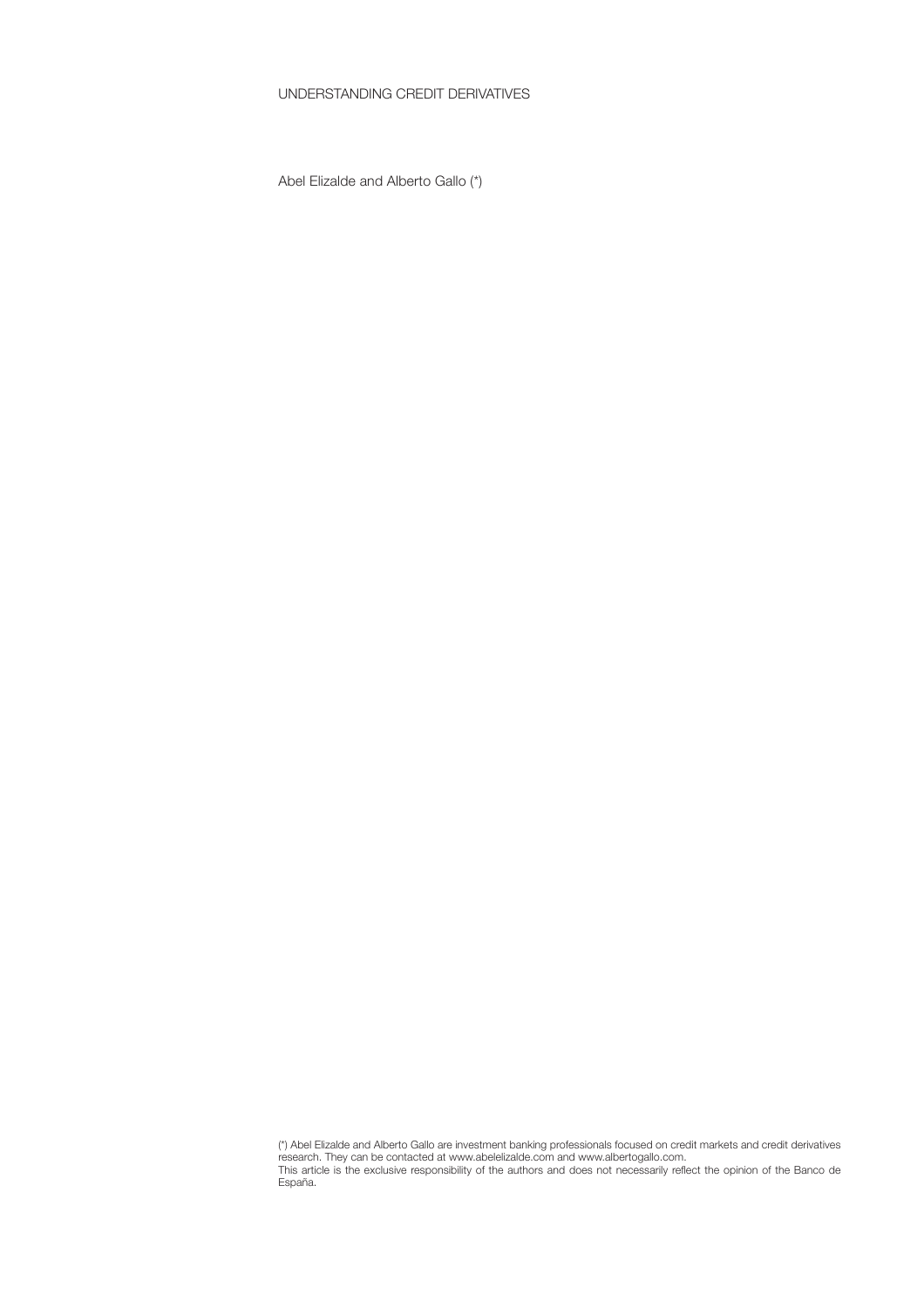# UNDERSTANDING CREDIT DERIVATIVES

Abel Elizalde and Alberto Gallo (*)

(*) Abel Elizalde and Alberto Gallo are investment banking professionals focused on credit markets and credit derivatives research. They can be contacted at www.abelelizalde.com and www.albertogallo.com.
This article is the exclusive responsibility of the authors and does not necessarily reflect the opinion of the Banco de España.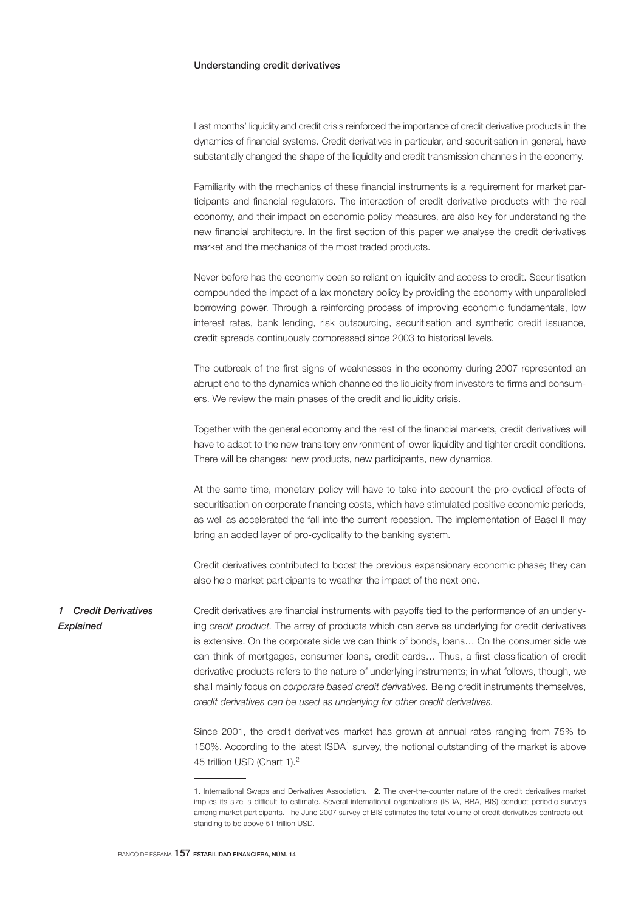## Understanding credit derivatives

Last months' liquidity and credit crisis reinforced the importance of credit derivative products in the dynamics of financial systems. Credit derivatives in particular, and securitisation in general, have substantially changed the shape of the liquidity and credit transmission channels in the economy.

Familiarity with the mechanics of these financial instruments is a requirement for market participants and financial regulators. The interaction of credit derivative products with the real economy, and their impact on economic policy measures, are also key for understanding the new financial architecture. In the first section of this paper we analyse the credit derivatives market and the mechanics of the most traded products.

Never before has the economy been so reliant on liquidity and access to credit. Securitisation compounded the impact of a lax monetary policy by providing the economy with unparalleled borrowing power. Through a reinforcing process of improving economic fundamentals, low interest rates, bank lending, risk outsourcing, securitisation and synthetic credit issuance, credit spreads continuously compressed since 2003 to historical levels.

The outbreak of the first signs of weaknesses in the economy during 2007 represented an abrupt end to the dynamics which channeled the liquidity from investors to firms and consumers. We review the main phases of the credit and liquidity crisis.

Together with the general economy and the rest of the financial markets, credit derivatives will have to adapt to the new transitory environment of lower liquidity and tighter credit conditions. There will be changes: new products, new participants, new dynamics.

At the same time, monetary policy will have to take into account the pro-cyclical effects of securitisation on corporate financing costs, which have stimulated positive economic periods, as well as accelerated the fall into the current recession. The implementation of Basel II may bring an added layer of pro-cyclicality to the banking system.

Credit derivatives contributed to boost the previous expansionary economic phase; they can also help market participants to weather the impact of the next one.

## *1 Credit Derivatives Explained*

Credit derivatives are financial instruments with payoffs tied to the performance of an underlying *credit product.* The array of products which can serve as underlying for credit derivatives is extensive. On the corporate side we can think of bonds, loans… On the consumer side we can think of mortgages, consumer loans, credit cards… Thus, a first classification of credit derivative products refers to the nature of underlying instruments; in what follows, though, we shall mainly focus on *corporate based credit derivatives.* Being credit instruments themselves, *credit derivatives can be used as underlying for other credit derivatives.*

Since 2001, the credit derivatives market has grown at annual rates ranging from 75% to 150%. According to the latest ISDA[1] survey, the notional outstanding of the market is above 45 trillion USD (Chart 1).[2]

---

**1.** International Swaps and Derivatives Association. **2.** The over-the-counter nature of the credit derivatives market implies its size is difficult to estimate. Several international organizations (ISDA, BBA, BIS) conduct periodic surveys among market participants. The June 2007 survey of BIS estimates the total volume of credit derivatives contracts outstanding to be above 51 trillion USD.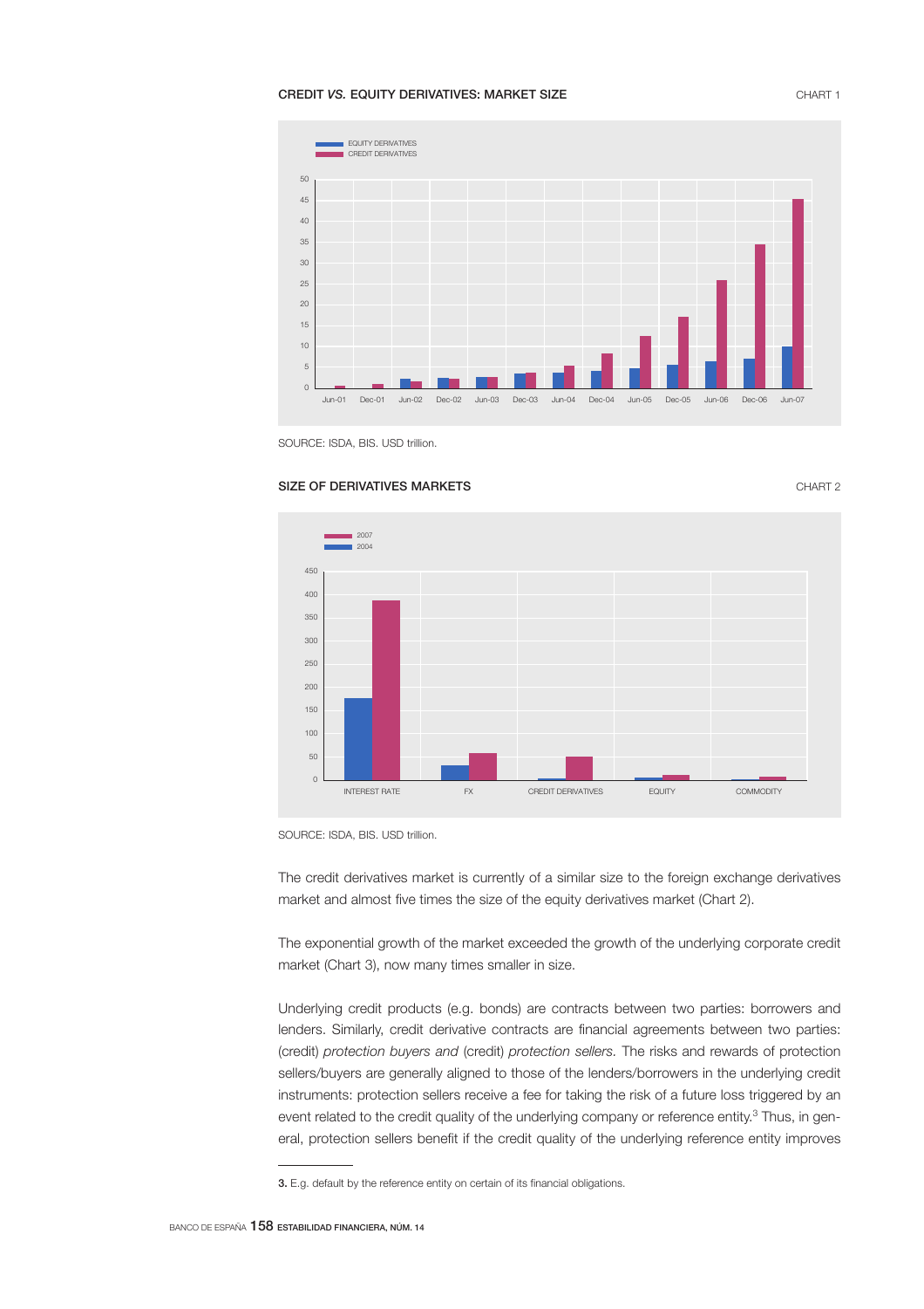**CREDIT *VS.* EQUITY DERIVATIVES: MARKET SIZE** CHART 1

SOURCE: ISDA, BIS. USD trillion.

**SIZE OF DERIVATIVES MARKETS** CHART 2

SOURCE: ISDA, BIS. USD trillion.

The credit derivatives market is currently of a similar size to the foreign exchange derivatives market and almost five times the size of the equity derivatives market (Chart 2).

The exponential growth of the market exceeded the growth of the underlying corporate credit market (Chart 3), now many times smaller in size.

Underlying credit products (e.g. bonds) are contracts between two parties: borrowers and lenders. Similarly, credit derivative contracts are financial agreements between two parties: (credit) *protection buyers and* (credit) *protection sellers*. The risks and rewards of protection sellers/buyers are generally aligned to those of the lenders/borrowers in the underlying credit instruments: protection sellers receive a fee for taking the risk of a future loss triggered by an event related to the credit quality of the underlying company or reference entity.[3] Thus, in general, protection sellers benefit if the credit quality of the underlying reference entity improves

3. E.g. default by the reference entity on certain of its financial obligations.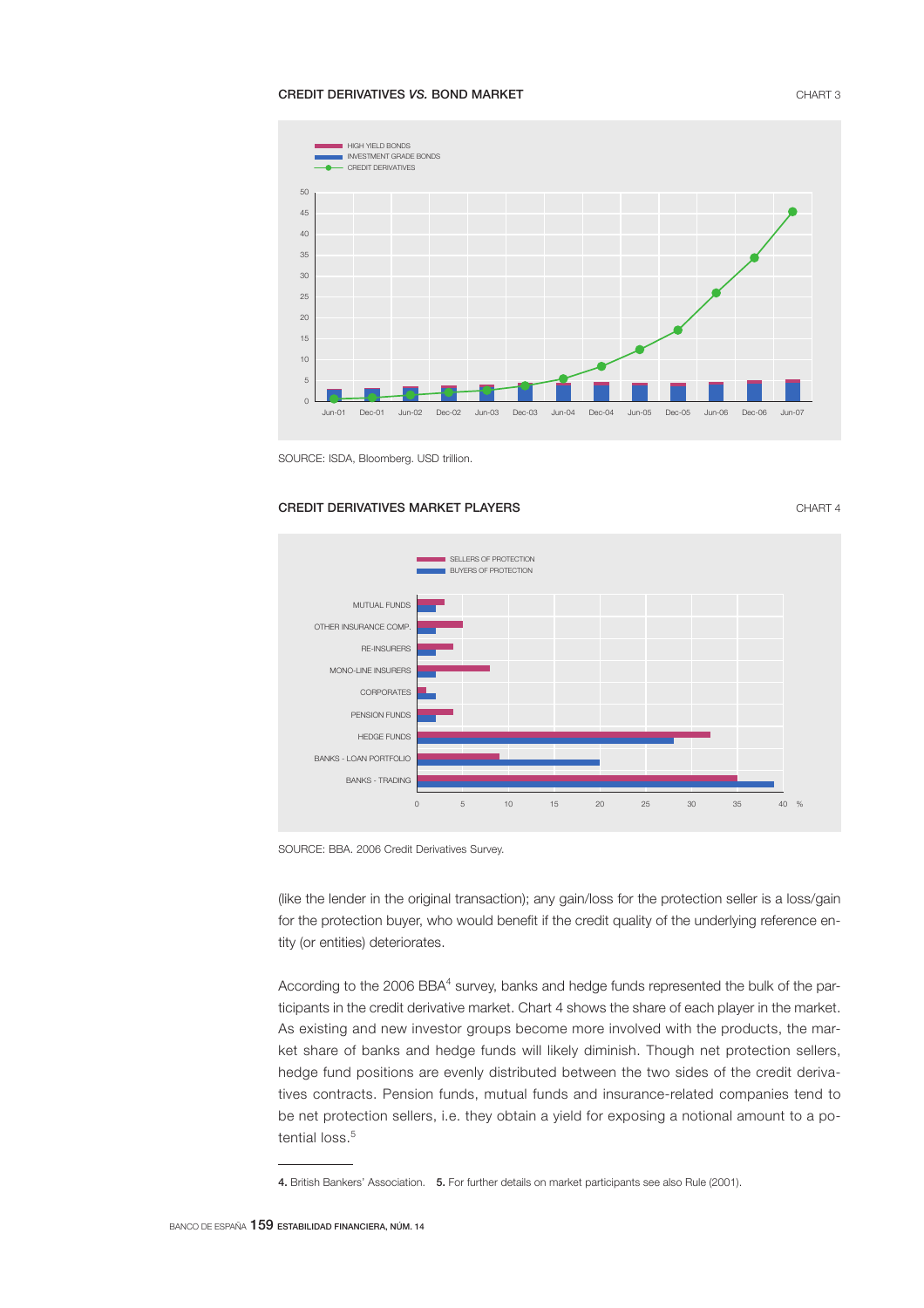**CREDIT DERIVATIVES *VS.* BOND MARKET** CHART 3

SOURCE: ISDA, Bloomberg. USD trillion.

**CREDIT DERIVATIVES MARKET PLAYERS** CHART 4

SOURCE: BBA. 2006 Credit Derivatives Survey.

(like the lender in the original transaction); any gain/loss for the protection seller is a loss/gain for the protection buyer, who would benefit if the credit quality of the underlying reference entity (or entities) deteriorates.

According to the 2006 BBA[4] survey, banks and hedge funds represented the bulk of the participants in the credit derivative market. Chart 4 shows the share of each player in the market. As existing and new investor groups become more involved with the products, the market share of banks and hedge funds will likely diminish. Though net protection sellers, hedge fund positions are evenly distributed between the two sides of the credit derivatives contracts. Pension funds, mutual funds and insurance-related companies tend to be net protection sellers, i.e. they obtain a yield for exposing a notional amount to a potential loss.[5]

---

**4.** British Bankers' Association. **5.** For further details on market participants see also Rule (2001).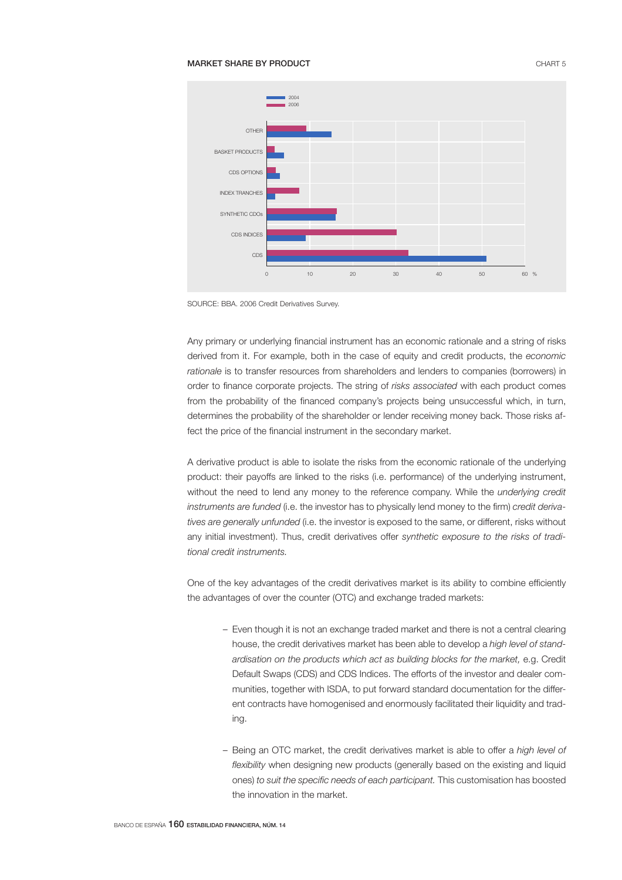**MARKET SHARE BY PRODUCT** CHART 5

SOURCE: BBA. 2006 Credit Derivatives Survey.

Any primary or underlying financial instrument has an economic rationale and a string of risks derived from it. For example, both in the case of equity and credit products, the *economic rationale* is to transfer resources from shareholders and lenders to companies (borrowers) in order to finance corporate projects. The string of *risks associated* with each product comes from the probability of the financed company's projects being unsuccessful which, in turn, determines the probability of the shareholder or lender receiving money back. Those risks affect the price of the financial instrument in the secondary market.

A derivative product is able to isolate the risks from the economic rationale of the underlying product: their payoffs are linked to the risks (i.e. performance) of the underlying instrument, without the need to lend any money to the reference company. While the *underlying credit instruments are funded* (i.e. the investor has to physically lend money to the firm) *credit derivatives are generally unfunded* (i.e. the investor is exposed to the same, or different, risks without any initial investment). Thus, credit derivatives offer *synthetic exposure to the risks of traditional credit instruments.*

One of the key advantages of the credit derivatives market is its ability to combine efficiently the advantages of over the counter (OTC) and exchange traded markets:

- Even though it is not an exchange traded market and there is not a central clearing house, the credit derivatives market has been able to develop a *high level of standardisation on the products which act as building blocks for the market,* e.g. Credit Default Swaps (CDS) and CDS Indices. The efforts of the investor and dealer communities, together with ISDA, to put forward standard documentation for the different contracts have homogenised and enormously facilitated their liquidity and trading.

- Being an OTC market, the credit derivatives market is able to offer a *high level of flexibility* when designing new products (generally based on the existing and liquid ones) *to suit the specific needs of each participant.* This customisation has boosted the innovation in the market.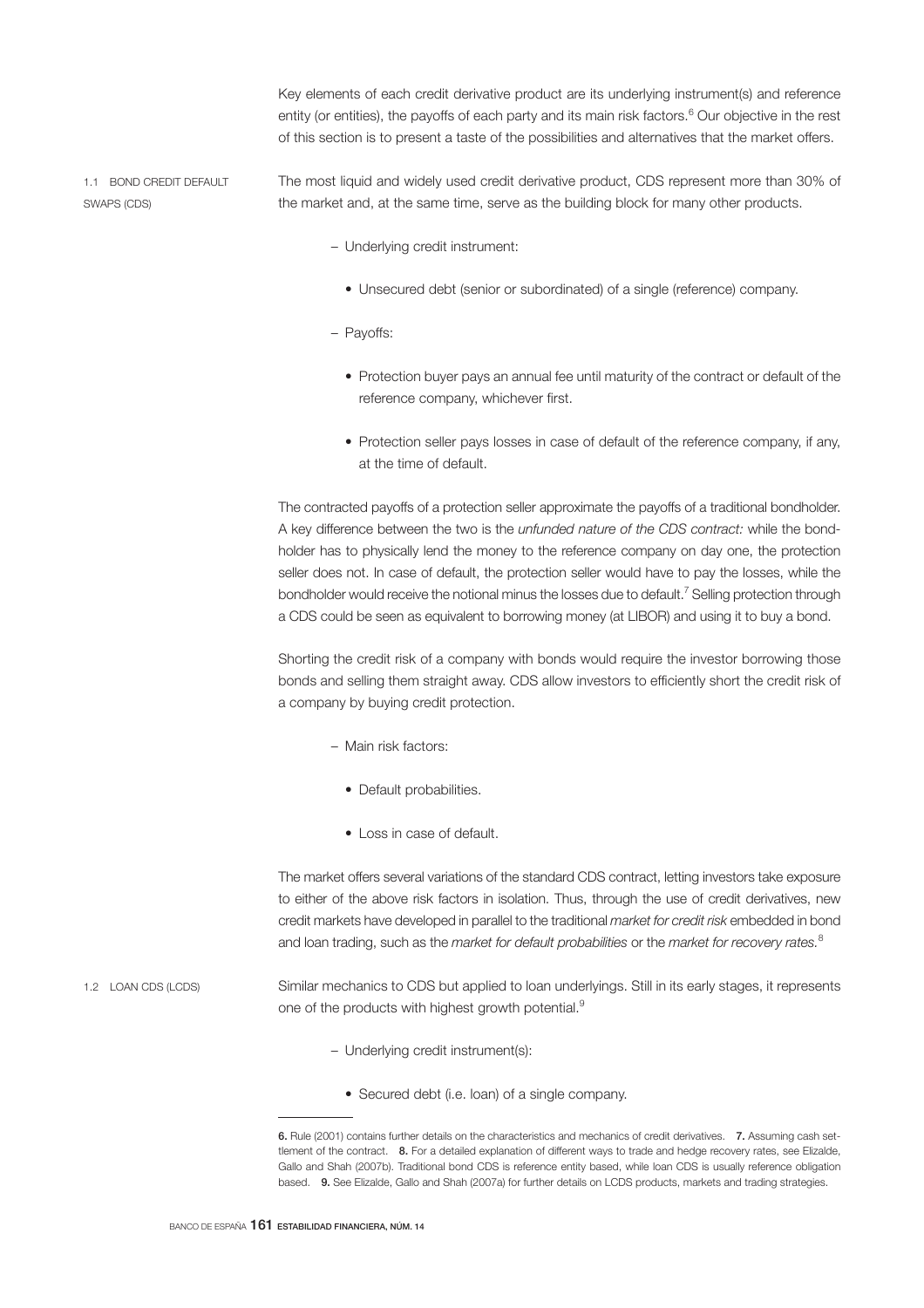Key elements of each credit derivative product are its underlying instrument(s) and reference entity (or entities), the payoffs of each party and its main risk factors.[6] Our objective in the rest of this section is to present a taste of the possibilities and alternatives that the market offers.

### 1.1 BOND CREDIT DEFAULT SWAPS (CDS)

The most liquid and widely used credit derivative product, CDS represent more than 30% of the market and, at the same time, serve as the building block for many other products.

- Underlying credit instrument:
  - Unsecured debt (senior or subordinated) of a single (reference) company.
- Payoffs:
  - Protection buyer pays an annual fee until maturity of the contract or default of the reference company, whichever first.
  - Protection seller pays losses in case of default of the reference company, if any, at the time of default.

The contracted payoffs of a protection seller approximate the payoffs of a traditional bondholder. A key difference between the two is the *unfunded nature of the CDS contract:* while the bondholder has to physically lend the money to the reference company on day one, the protection seller does not. In case of default, the protection seller would have to pay the losses, while the bondholder would receive the notional minus the losses due to default.[7] Selling protection through a CDS could be seen as equivalent to borrowing money (at LIBOR) and using it to buy a bond.

Shorting the credit risk of a company with bonds would require the investor borrowing those bonds and selling them straight away. CDS allow investors to efficiently short the credit risk of a company by buying credit protection.

- Main risk factors:
  - Default probabilities.
  - Loss in case of default.

The market offers several variations of the standard CDS contract, letting investors take exposure to either of the above risk factors in isolation. Thus, through the use of credit derivatives, new credit markets have developed in parallel to the traditional *market for credit risk* embedded in bond and loan trading, such as the *market for default probabilities* or the *market for recovery rates.*[8]

### 1.2 LOAN CDS (LCDS)

Similar mechanics to CDS but applied to loan underlyings. Still in its early stages, it represents one of the products with highest growth potential.[9]

- Underlying credit instrument(s):
  - Secured debt (i.e. loan) of a single company.

---

**6.** Rule (2001) contains further details on the characteristics and mechanics of credit derivatives. **7.** Assuming cash settlement of the contract. **8.** For a detailed explanation of different ways to trade and hedge recovery rates, see Elizalde, Gallo and Shah (2007b). Traditional bond CDS is reference entity based, while loan CDS is usually reference obligation based. **9.** See Elizalde, Gallo and Shah (2007a) for further details on LCDS products, markets and trading strategies.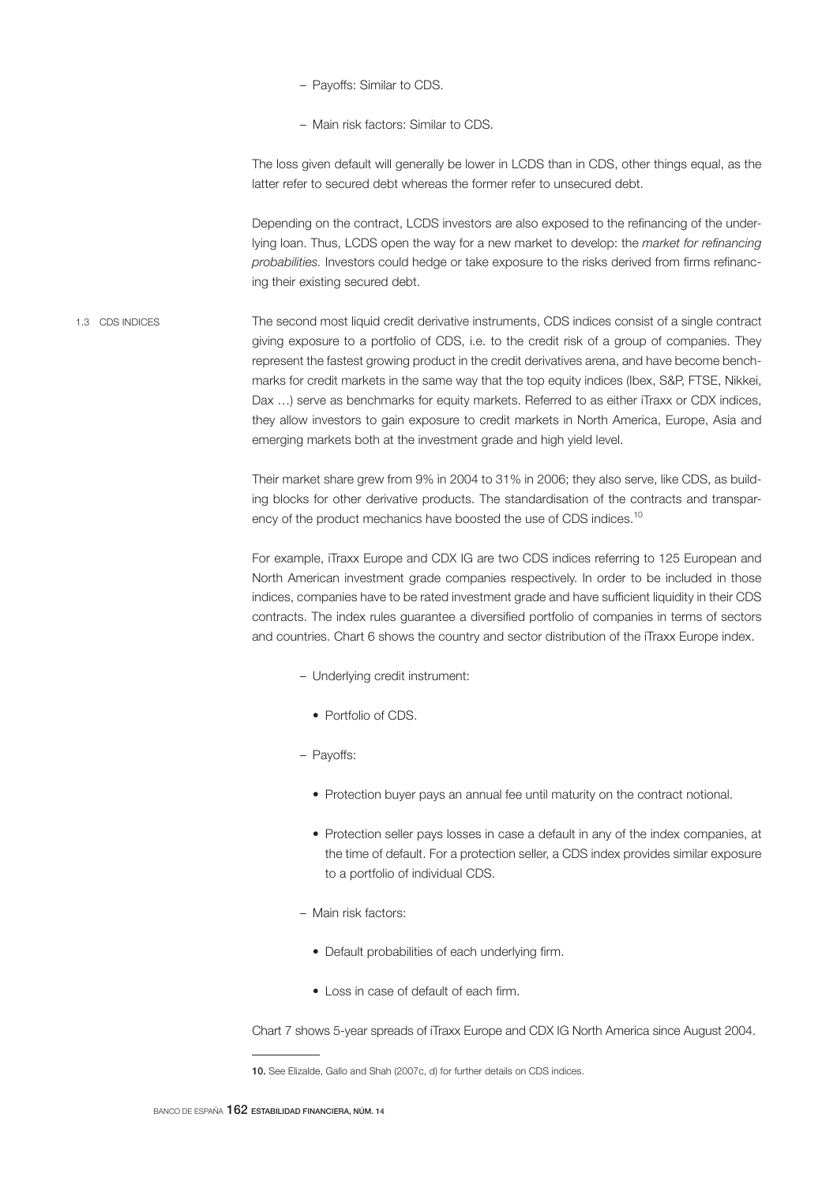– Payoffs: Similar to CDS.

– Main risk factors: Similar to CDS.

The loss given default will generally be lower in LCDS than in CDS, other things equal, as the latter refer to secured debt whereas the former refer to unsecured debt.

Depending on the contract, LCDS investors are also exposed to the refinancing of the underlying loan. Thus, LCDS open the way for a new market to develop: the *market for refinancing probabilities.* Investors could hedge or take exposure to the risks derived from firms refinancing their existing secured debt.

### 1.3 CDS INDICES

The second most liquid credit derivative instruments, CDS indices consist of a single contract giving exposure to a portfolio of CDS, i.e. to the credit risk of a group of companies. They represent the fastest growing product in the credit derivatives arena, and have become benchmarks for credit markets in the same way that the top equity indices (Ibex, S&P, FTSE, Nikkei, Dax …) serve as benchmarks for equity markets. Referred to as either iTraxx or CDX indices, they allow investors to gain exposure to credit markets in North America, Europe, Asia and emerging markets both at the investment grade and high yield level.

Their market share grew from 9% in 2004 to 31% in 2006; they also serve, like CDS, as building blocks for other derivative products. The standardisation of the contracts and transparency of the product mechanics have boosted the use of CDS indices.[10]

For example, iTraxx Europe and CDX IG are two CDS indices referring to 125 European and North American investment grade companies respectively. In order to be included in those indices, companies have to be rated investment grade and have sufficient liquidity in their CDS contracts. The index rules guarantee a diversified portfolio of companies in terms of sectors and countries. Chart 6 shows the country and sector distribution of the iTraxx Europe index.

– Underlying credit instrument:

  • Portfolio of CDS.

– Payoffs:

  • Protection buyer pays an annual fee until maturity on the contract notional.

  • Protection seller pays losses in case a default in any of the index companies, at the time of default. For a protection seller, a CDS index provides similar exposure to a portfolio of individual CDS.

– Main risk factors:

  • Default probabilities of each underlying firm.

  • Loss in case of default of each firm.

Chart 7 shows 5-year spreads of iTraxx Europe and CDX IG North America since August 2004.

---

**10.** See Elizalde, Gallo and Shah (2007c, d) for further details on CDS indices.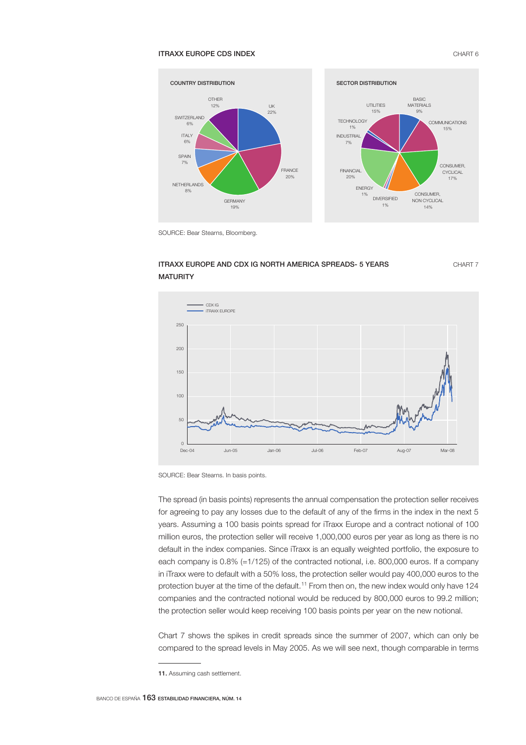ITRAXX EUROPE CDS INDEX

CHART 6

COUNTRY DISTRIBUTION

| Country | % |
| --- | --- |
| UK | 22% |
| France | 20% |
| Germany | 19% |
| Netherlands | 8% |
| Spain | 7% |
| Italy | 6% |
| Switzerland | 6% |
| Other | 12% |

SECTOR DISTRIBUTION

| Sector | % |
| --- | --- |
| Basic materials | 9% |
| Communications | 15% |
| Consumer, cyclical | 17% |
| Consumer, non cyclical | 14% |
| Diversified | 1% |
| Energy | 1% |
| Financial | 20% |
| Industrial | 7% |
| Technology | 1% |
| Utilities | 15% |

SOURCE: Bear Stearns, Bloomberg.

ITRAXX EUROPE AND CDX IG NORTH AMERICA SPREADS- 5 YEARS MATURITY

CHART 7

SOURCE: Bear Stearns. In basis points.

The spread (in basis points) represents the annual compensation the protection seller receives for agreeing to pay any losses due to the default of any of the firms in the index in the next 5 years. Assuming a 100 basis points spread for iTraxx Europe and a contract notional of 100 million euros, the protection seller will receive 1,000,000 euros per year as long as there is no default in the index companies. Since iTraxx is an equally weighted portfolio, the exposure to each company is 0.8% (=1/125) of the contracted notional, i.e. 800,000 euros. If a company in iTraxx were to default with a 50% loss, the protection seller would pay 400,000 euros to the protection buyer at the time of the default.[11] From then on, the new index would only have 124 companies and the contracted notional would be reduced by 800,000 euros to 99.2 million; the protection seller would keep receiving 100 basis points per year on the new notional.

Chart 7 shows the spikes in credit spreads since the summer of 2007, which can only be compared to the spread levels in May 2005. As we will see next, though comparable in terms

11. Assuming cash settlement.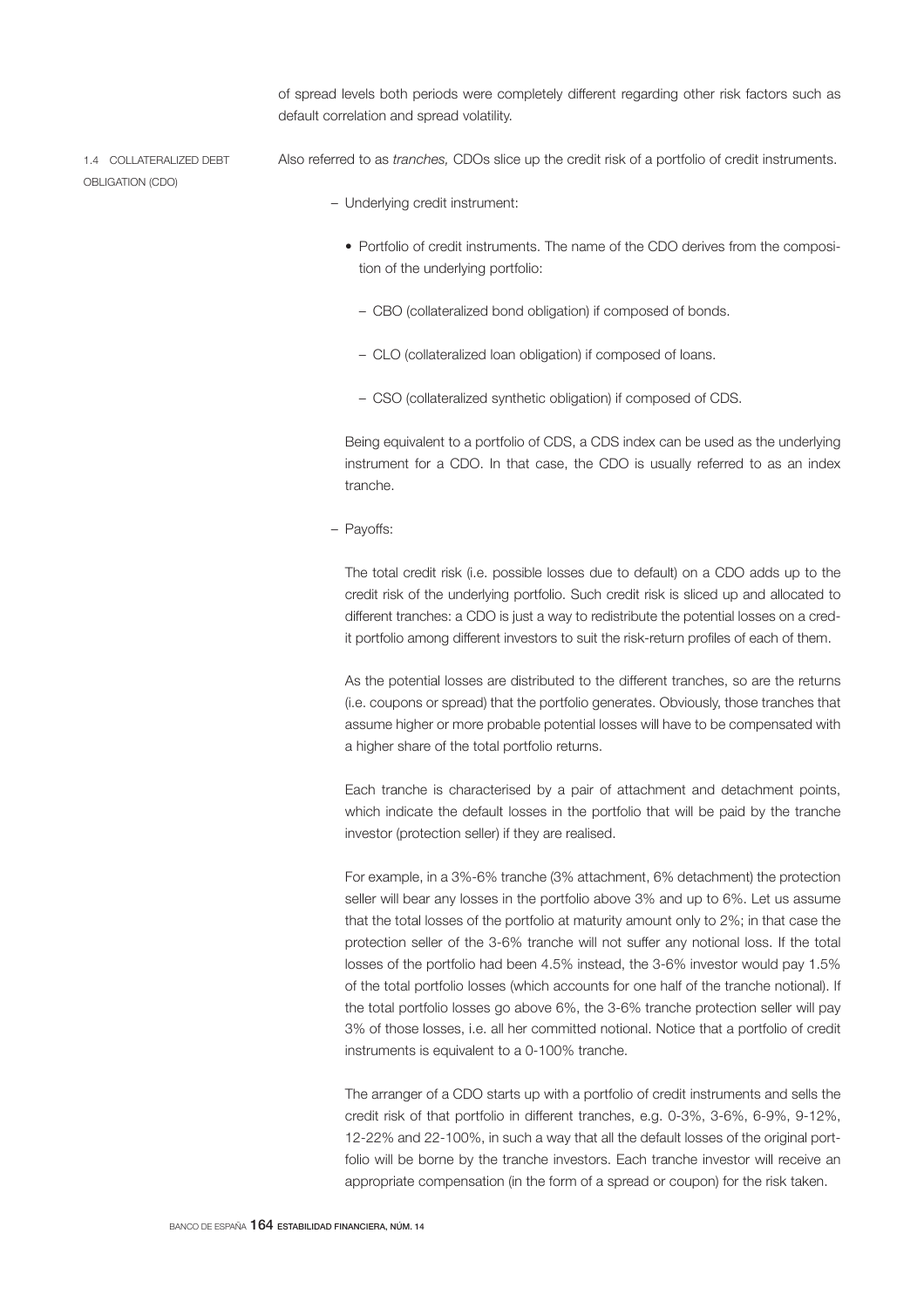of spread levels both periods were completely different regarding other risk factors such as default correlation and spread volatility.

### 1.4 COLLATERALIZED DEBT OBLIGATION (CDO)

Also referred to as *tranches,* CDOs slice up the credit risk of a portfolio of credit instruments.

- Underlying credit instrument:

  - Portfolio of credit instruments. The name of the CDO derives from the composition of the underlying portfolio:

    - CBO (collateralized bond obligation) if composed of bonds.

    - CLO (collateralized loan obligation) if composed of loans.

    - CSO (collateralized synthetic obligation) if composed of CDS.

  Being equivalent to a portfolio of CDS, a CDS index can be used as the underlying instrument for a CDO. In that case, the CDO is usually referred to as an index tranche.

- Payoffs:

  The total credit risk (i.e. possible losses due to default) on a CDO adds up to the credit risk of the underlying portfolio. Such credit risk is sliced up and allocated to different tranches: a CDO is just a way to redistribute the potential losses on a credit portfolio among different investors to suit the risk-return profiles of each of them.

  As the potential losses are distributed to the different tranches, so are the returns (i.e. coupons or spread) that the portfolio generates. Obviously, those tranches that assume higher or more probable potential losses will have to be compensated with a higher share of the total portfolio returns.

  Each tranche is characterised by a pair of attachment and detachment points, which indicate the default losses in the portfolio that will be paid by the tranche investor (protection seller) if they are realised.

  For example, in a 3%-6% tranche (3% attachment, 6% detachment) the protection seller will bear any losses in the portfolio above 3% and up to 6%. Let us assume that the total losses of the portfolio at maturity amount only to 2%; in that case the protection seller of the 3-6% tranche will not suffer any notional loss. If the total losses of the portfolio had been 4.5% instead, the 3-6% investor would pay 1.5% of the total portfolio losses (which accounts for one half of the tranche notional). If the total portfolio losses go above 6%, the 3-6% tranche protection seller will pay 3% of those losses, i.e. all her committed notional. Notice that a portfolio of credit instruments is equivalent to a 0-100% tranche.

  The arranger of a CDO starts up with a portfolio of credit instruments and sells the credit risk of that portfolio in different tranches, e.g. 0-3%, 3-6%, 6-9%, 9-12%, 12-22% and 22-100%, in such a way that all the default losses of the original portfolio will be borne by the tranche investors. Each tranche investor will receive an appropriate compensation (in the form of a spread or coupon) for the risk taken.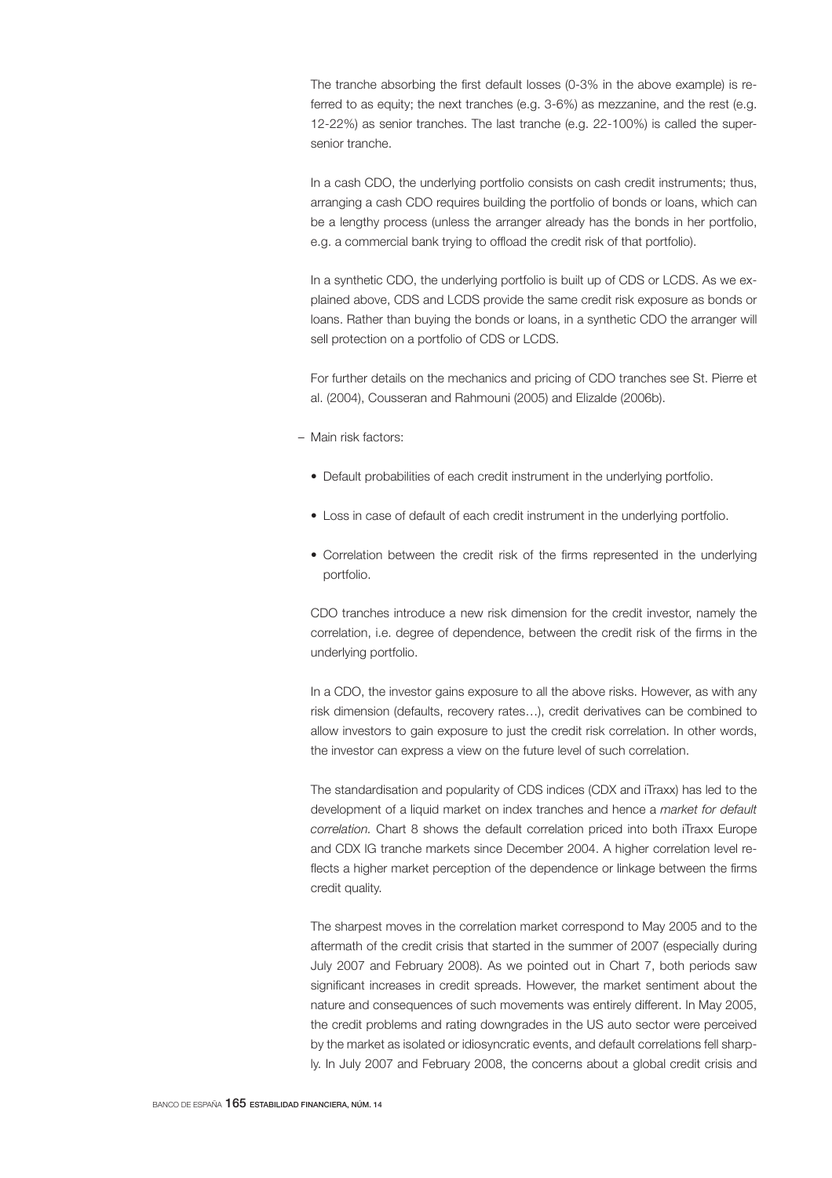The tranche absorbing the first default losses (0-3% in the above example) is referred to as equity; the next tranches (e.g. 3-6%) as mezzanine, and the rest (e.g. 12-22%) as senior tranches. The last tranche (e.g. 22-100%) is called the super-senior tranche.

In a cash CDO, the underlying portfolio consists on cash credit instruments; thus, arranging a cash CDO requires building the portfolio of bonds or loans, which can be a lengthy process (unless the arranger already has the bonds in her portfolio, e.g. a commercial bank trying to offload the credit risk of that portfolio).

In a synthetic CDO, the underlying portfolio is built up of CDS or LCDS. As we explained above, CDS and LCDS provide the same credit risk exposure as bonds or loans. Rather than buying the bonds or loans, in a synthetic CDO the arranger will sell protection on a portfolio of CDS or LCDS.

For further details on the mechanics and pricing of CDO tranches see St. Pierre et al. (2004), Cousseran and Rahmouni (2005) and Elizalde (2006b).

– Main risk factors:

  • Default probabilities of each credit instrument in the underlying portfolio.

  • Loss in case of default of each credit instrument in the underlying portfolio.

  • Correlation between the credit risk of the firms represented in the underlying portfolio.

  CDO tranches introduce a new risk dimension for the credit investor, namely the correlation, i.e. degree of dependence, between the credit risk of the firms in the underlying portfolio.

  In a CDO, the investor gains exposure to all the above risks. However, as with any risk dimension (defaults, recovery rates…), credit derivatives can be combined to allow investors to gain exposure to just the credit risk correlation. In other words, the investor can express a view on the future level of such correlation.

  The standardisation and popularity of CDS indices (CDX and iTraxx) has led to the development of a liquid market on index tranches and hence a *market for default correlation*. Chart 8 shows the default correlation priced into both iTraxx Europe and CDX IG tranche markets since December 2004. A higher correlation level reflects a higher market perception of the dependence or linkage between the firms credit quality.

  The sharpest moves in the correlation market correspond to May 2005 and to the aftermath of the credit crisis that started in the summer of 2007 (especially during July 2007 and February 2008). As we pointed out in Chart 7, both periods saw significant increases in credit spreads. However, the market sentiment about the nature and consequences of such movements was entirely different. In May 2005, the credit problems and rating downgrades in the US auto sector were perceived by the market as isolated or idiosyncratic events, and default correlations fell sharply. In July 2007 and February 2008, the concerns about a global credit crisis and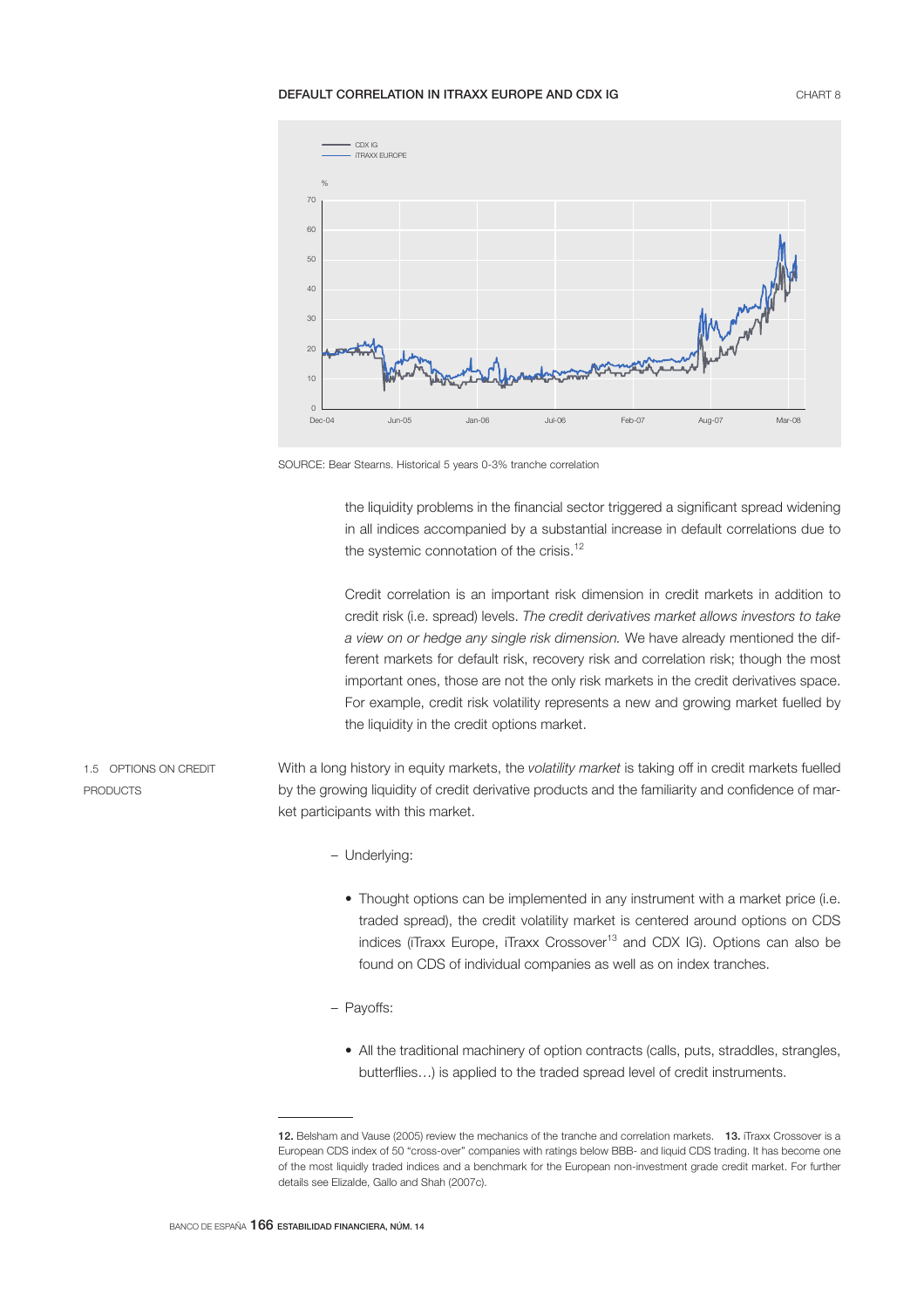DEFAULT CORRELATION IN ITRAXX EUROPE AND CDX IG — CHART 8

SOURCE: Bear Stearns. Historical 5 years 0-3% tranche correlation

the liquidity problems in the financial sector triggered a significant spread widening in all indices accompanied by a substantial increase in default correlations due to the systemic connotation of the crisis.[12]

Credit correlation is an important risk dimension in credit markets in addition to credit risk (i.e. spread) levels. *The credit derivatives market allows investors to take a view on or hedge any single risk dimension.* We have already mentioned the different markets for default risk, recovery risk and correlation risk; though the most important ones, those are not the only risk markets in the credit derivatives space. For example, credit risk volatility represents a new and growing market fuelled by the liquidity in the credit options market.

### 1.5 OPTIONS ON CREDIT PRODUCTS

With a long history in equity markets, the *volatility market* is taking off in credit markets fuelled by the growing liquidity of credit derivative products and the familiarity and confidence of market participants with this market.

- Underlying:
  - Thought options can be implemented in any instrument with a market price (i.e. traded spread), the credit volatility market is centered around options on CDS indices (iTraxx Europe, iTraxx Crossover[13] and CDX IG). Options can also be found on CDS of individual companies as well as on index tranches.
- Payoffs:
  - All the traditional machinery of option contracts (calls, puts, straddles, strangles, butterflies…) is applied to the traded spread level of credit instruments.

---

**12.** Belsham and Vause (2005) review the mechanics of the tranche and correlation markets. **13.** iTraxx Crossover is a European CDS index of 50 "cross-over" companies with ratings below BBB- and liquid CDS trading. It has become one of the most liquidly traded indices and a benchmark for the European non-investment grade credit market. For further details see Elizalde, Gallo and Shah (2007c).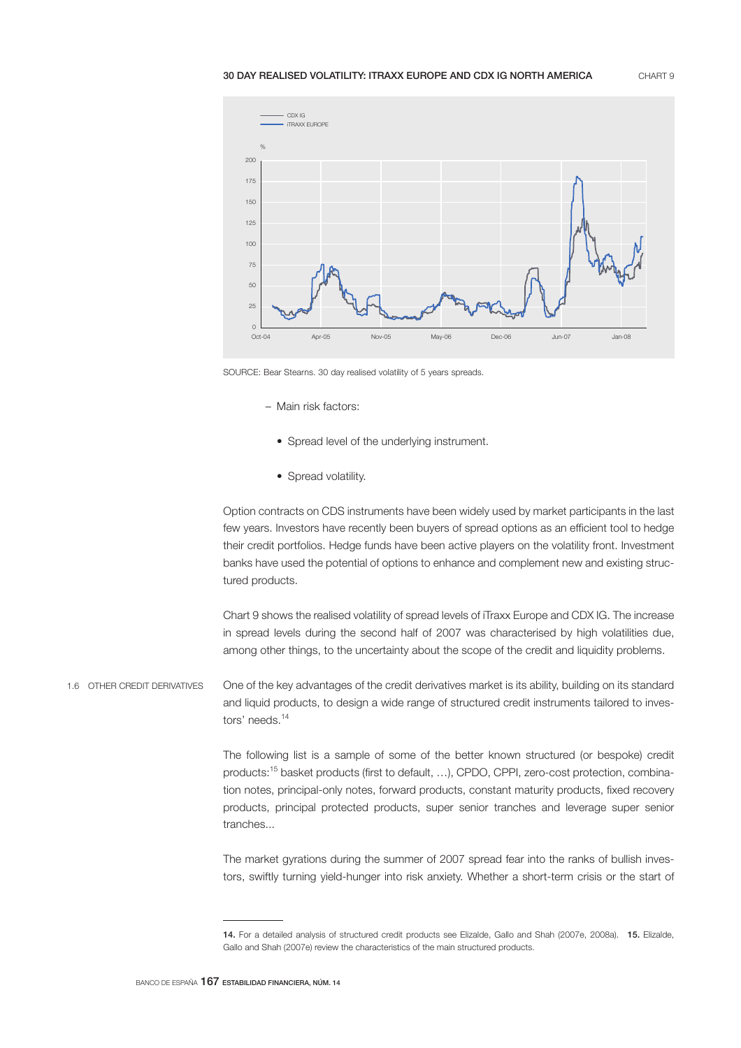**30 DAY REALISED VOLATILITY: ITRAXX EUROPE AND CDX IG NORTH AMERICA** CHART 9

SOURCE: Bear Stearns. 30 day realised volatility of 5 years spreads.

– Main risk factors:

- Spread level of the underlying instrument.
- Spread volatility.

Option contracts on CDS instruments have been widely used by market participants in the last few years. Investors have recently been buyers of spread options as an efficient tool to hedge their credit portfolios. Hedge funds have been active players on the volatility front. Investment banks have used the potential of options to enhance and complement new and existing structured products.

Chart 9 shows the realised volatility of spread levels of iTraxx Europe and CDX IG. The increase in spread levels during the second half of 2007 was characterised by high volatilities due, among other things, to the uncertainty about the scope of the credit and liquidity problems.

## 1.6 OTHER CREDIT DERIVATIVES

One of the key advantages of the credit derivatives market is its ability, building on its standard and liquid products, to design a wide range of structured credit instruments tailored to investors' needs.[14]

The following list is a sample of some of the better known structured (or bespoke) credit products:[15] basket products (first to default, …), CPDO, CPPI, zero-cost protection, combination notes, principal-only notes, forward products, constant maturity products, fixed recovery products, principal protected products, super senior tranches and leverage super senior tranches...

The market gyrations during the summer of 2007 spread fear into the ranks of bullish investors, swiftly turning yield-hunger into risk anxiety. Whether a short-term crisis or the start of

---

**14.** For a detailed analysis of structured credit products see Elizalde, Gallo and Shah (2007e, 2008a). **15.** Elizalde, Gallo and Shah (2007e) review the characteristics of the main structured products.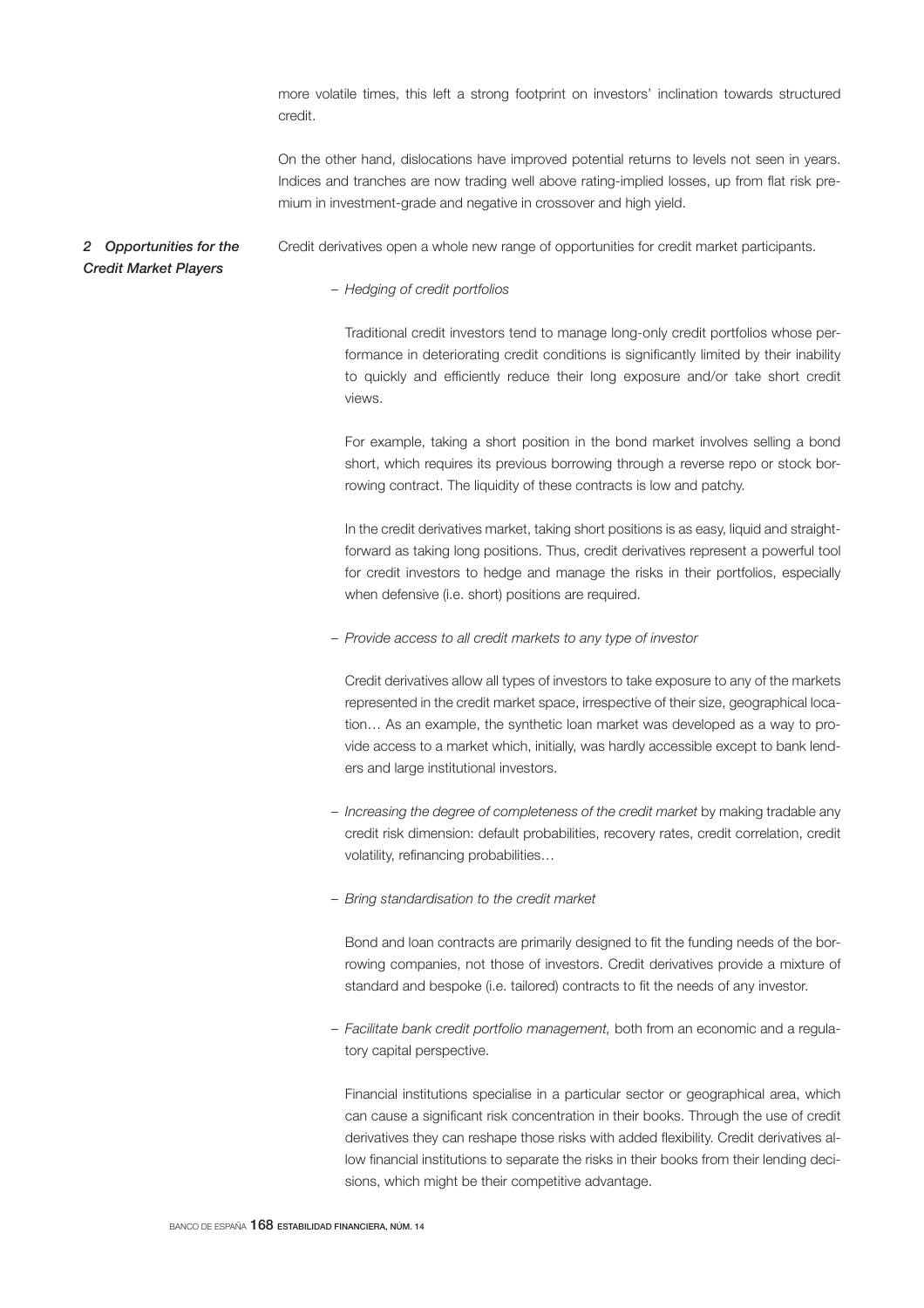more volatile times, this left a strong footprint on investors' inclination towards structured credit.

On the other hand, dislocations have improved potential returns to levels not seen in years. Indices and tranches are now trading well above rating-implied losses, up from flat risk premium in investment-grade and negative in crossover and high yield.

## 2 Opportunities for the Credit Market Players

Credit derivatives open a whole new range of opportunities for credit market participants.

– *Hedging of credit portfolios*

  Traditional credit investors tend to manage long-only credit portfolios whose performance in deteriorating credit conditions is significantly limited by their inability to quickly and efficiently reduce their long exposure and/or take short credit views.

  For example, taking a short position in the bond market involves selling a bond short, which requires its previous borrowing through a reverse repo or stock borrowing contract. The liquidity of these contracts is low and patchy.

  In the credit derivatives market, taking short positions is as easy, liquid and straightforward as taking long positions. Thus, credit derivatives represent a powerful tool for credit investors to hedge and manage the risks in their portfolios, especially when defensive (i.e. short) positions are required.

– *Provide access to all credit markets to any type of investor*

  Credit derivatives allow all types of investors to take exposure to any of the markets represented in the credit market space, irrespective of their size, geographical location… As an example, the synthetic loan market was developed as a way to provide access to a market which, initially, was hardly accessible except to bank lenders and large institutional investors.

– *Increasing the degree of completeness of the credit market* by making tradable any credit risk dimension: default probabilities, recovery rates, credit correlation, credit volatility, refinancing probabilities…

– *Bring standardisation to the credit market*

  Bond and loan contracts are primarily designed to fit the funding needs of the borrowing companies, not those of investors. Credit derivatives provide a mixture of standard and bespoke (i.e. tailored) contracts to fit the needs of any investor.

– *Facilitate bank credit portfolio management,* both from an economic and a regulatory capital perspective.

  Financial institutions specialise in a particular sector or geographical area, which can cause a significant risk concentration in their books. Through the use of credit derivatives they can reshape those risks with added flexibility. Credit derivatives allow financial institutions to separate the risks in their books from their lending decisions, which might be their competitive advantage.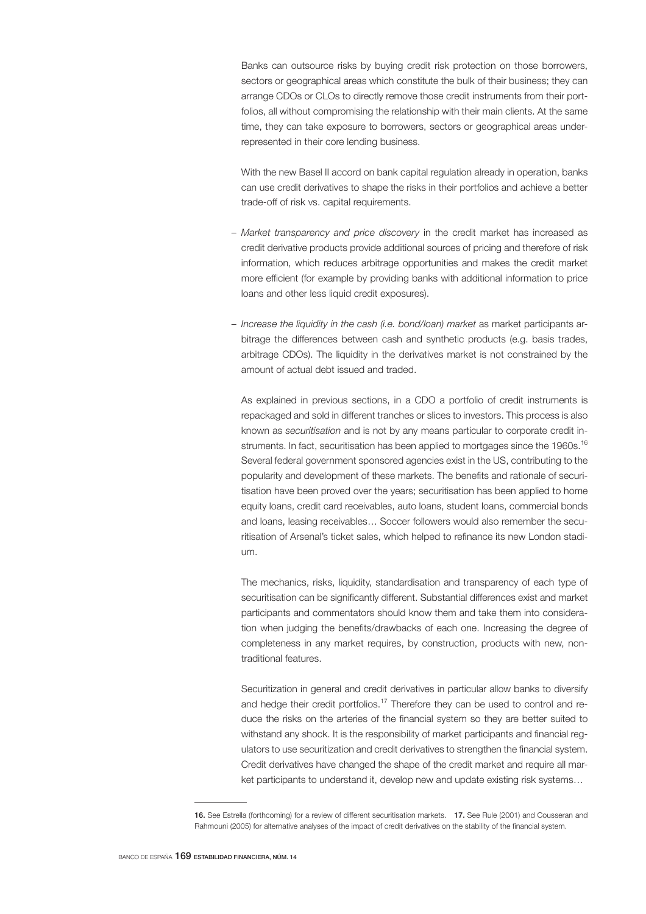Banks can outsource risks by buying credit risk protection on those borrowers, sectors or geographical areas which constitute the bulk of their business; they can arrange CDOs or CLOs to directly remove those credit instruments from their portfolios, all without compromising the relationship with their main clients. At the same time, they can take exposure to borrowers, sectors or geographical areas underrepresented in their core lending business.

With the new Basel II accord on bank capital regulation already in operation, banks can use credit derivatives to shape the risks in their portfolios and achieve a better trade-off of risk vs. capital requirements.

- *Market transparency and price discovery* in the credit market has increased as credit derivative products provide additional sources of pricing and therefore of risk information, which reduces arbitrage opportunities and makes the credit market more efficient (for example by providing banks with additional information to price loans and other less liquid credit exposures).
- *Increase the liquidity in the cash (i.e. bond/loan) market* as market participants arbitrage the differences between cash and synthetic products (e.g. basis trades, arbitrage CDOs). The liquidity in the derivatives market is not constrained by the amount of actual debt issued and traded.

As explained in previous sections, in a CDO a portfolio of credit instruments is repackaged and sold in different tranches or slices to investors. This process is also known as *securitisation* and is not by any means particular to corporate credit instruments. In fact, securitisation has been applied to mortgages since the 1960s.[16] Several federal government sponsored agencies exist in the US, contributing to the popularity and development of these markets. The benefits and rationale of securitisation have been proved over the years; securitisation has been applied to home equity loans, credit card receivables, auto loans, student loans, commercial bonds and loans, leasing receivables… Soccer followers would also remember the securitisation of Arsenal's ticket sales, which helped to refinance its new London stadium.

The mechanics, risks, liquidity, standardisation and transparency of each type of securitisation can be significantly different. Substantial differences exist and market participants and commentators should know them and take them into consideration when judging the benefits/drawbacks of each one. Increasing the degree of completeness in any market requires, by construction, products with new, non-traditional features.

Securitization in general and credit derivatives in particular allow banks to diversify and hedge their credit portfolios.[17] Therefore they can be used to control and reduce the risks on the arteries of the financial system so they are better suited to withstand any shock. It is the responsibility of market participants and financial regulators to use securitization and credit derivatives to strengthen the financial system. Credit derivatives have changed the shape of the credit market and require all market participants to understand it, develop new and update existing risk systems…

---

**16.** See Estrella (forthcoming) for a review of different securitisation markets. **17.** See Rule (2001) and Cousseran and Rahmouni (2005) for alternative analyses of the impact of credit derivatives on the stability of the financial system.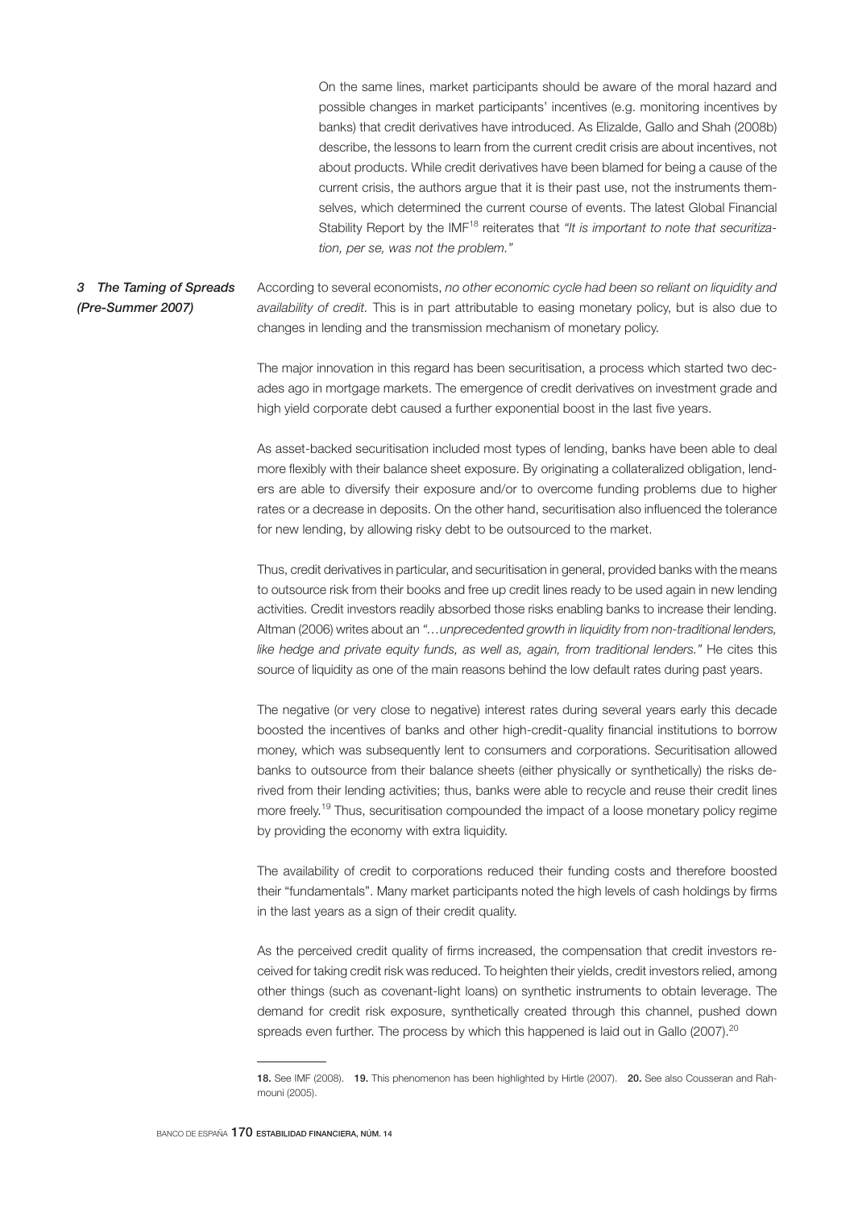On the same lines, market participants should be aware of the moral hazard and possible changes in market participants' incentives (e.g. monitoring incentives by banks) that credit derivatives have introduced. As Elizalde, Gallo and Shah (2008b) describe, the lessons to learn from the current credit crisis are about incentives, not about products. While credit derivatives have been blamed for being a cause of the current crisis, the authors argue that it is their past use, not the instruments themselves, which determined the current course of events. The latest Global Financial Stability Report by the IMF[18] reiterates that *"It is important to note that securitization, per se, was not the problem."*

## *3 The Taming of Spreads (Pre-Summer 2007)*

According to several economists, *no other economic cycle had been so reliant on liquidity and availability of credit.* This is in part attributable to easing monetary policy, but is also due to changes in lending and the transmission mechanism of monetary policy.

The major innovation in this regard has been securitisation, a process which started two decades ago in mortgage markets. The emergence of credit derivatives on investment grade and high yield corporate debt caused a further exponential boost in the last five years.

As asset-backed securitisation included most types of lending, banks have been able to deal more flexibly with their balance sheet exposure. By originating a collateralized obligation, lenders are able to diversify their exposure and/or to overcome funding problems due to higher rates or a decrease in deposits. On the other hand, securitisation also influenced the tolerance for new lending, by allowing risky debt to be outsourced to the market.

Thus, credit derivatives in particular, and securitisation in general, provided banks with the means to outsource risk from their books and free up credit lines ready to be used again in new lending activities. Credit investors readily absorbed those risks enabling banks to increase their lending. Altman (2006) writes about an *"…unprecedented growth in liquidity from non-traditional lenders, like hedge and private equity funds, as well as, again, from traditional lenders."* He cites this source of liquidity as one of the main reasons behind the low default rates during past years.

The negative (or very close to negative) interest rates during several years early this decade boosted the incentives of banks and other high-credit-quality financial institutions to borrow money, which was subsequently lent to consumers and corporations. Securitisation allowed banks to outsource from their balance sheets (either physically or synthetically) the risks derived from their lending activities; thus, banks were able to recycle and reuse their credit lines more freely.[19] Thus, securitisation compounded the impact of a loose monetary policy regime by providing the economy with extra liquidity.

The availability of credit to corporations reduced their funding costs and therefore boosted their "fundamentals". Many market participants noted the high levels of cash holdings by firms in the last years as a sign of their credit quality.

As the perceived credit quality of firms increased, the compensation that credit investors received for taking credit risk was reduced. To heighten their yields, credit investors relied, among other things (such as covenant-light loans) on synthetic instruments to obtain leverage. The demand for credit risk exposure, synthetically created through this channel, pushed down spreads even further. The process by which this happened is laid out in Gallo (2007).[20]

---

**18.** See IMF (2008). **19.** This phenomenon has been highlighted by Hirtle (2007). **20.** See also Cousseran and Rahmouni (2005).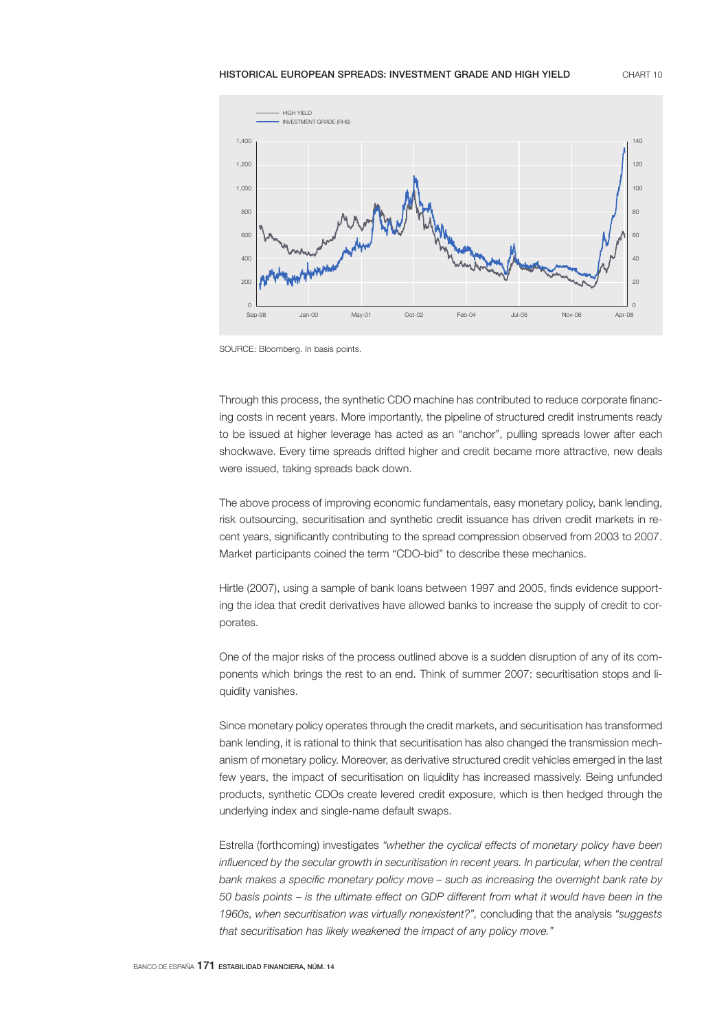HISTORICAL EUROPEAN SPREADS: INVESTMENT GRADE AND HIGH YIELD

CHART 10

SOURCE: Bloomberg. In basis points.

Through this process, the synthetic CDO machine has contributed to reduce corporate financing costs in recent years. More importantly, the pipeline of structured credit instruments ready to be issued at higher leverage has acted as an "anchor", pulling spreads lower after each shockwave. Every time spreads drifted higher and credit became more attractive, new deals were issued, taking spreads back down.

The above process of improving economic fundamentals, easy monetary policy, bank lending, risk outsourcing, securitisation and synthetic credit issuance has driven credit markets in recent years, significantly contributing to the spread compression observed from 2003 to 2007. Market participants coined the term "CDO-bid" to describe these mechanics.

Hirtle (2007), using a sample of bank loans between 1997 and 2005, finds evidence supporting the idea that credit derivatives have allowed banks to increase the supply of credit to corporates.

One of the major risks of the process outlined above is a sudden disruption of any of its components which brings the rest to an end. Think of summer 2007: securitisation stops and liquidity vanishes.

Since monetary policy operates through the credit markets, and securitisation has transformed bank lending, it is rational to think that securitisation has also changed the transmission mechanism of monetary policy. Moreover, as derivative structured credit vehicles emerged in the last few years, the impact of securitisation on liquidity has increased massively. Being unfunded products, synthetic CDOs create levered credit exposure, which is then hedged through the underlying index and single-name default swaps.

Estrella (forthcoming) investigates *"whether the cyclical effects of monetary policy have been influenced by the secular growth in securitisation in recent years. In particular, when the central bank makes a specific monetary policy move – such as increasing the overnight bank rate by 50 basis points – is the ultimate effect on GDP different from what it would have been in the 1960s, when securitisation was virtually nonexistent?",* concluding that the analysis *"suggests that securitisation has likely weakened the impact of any policy move."*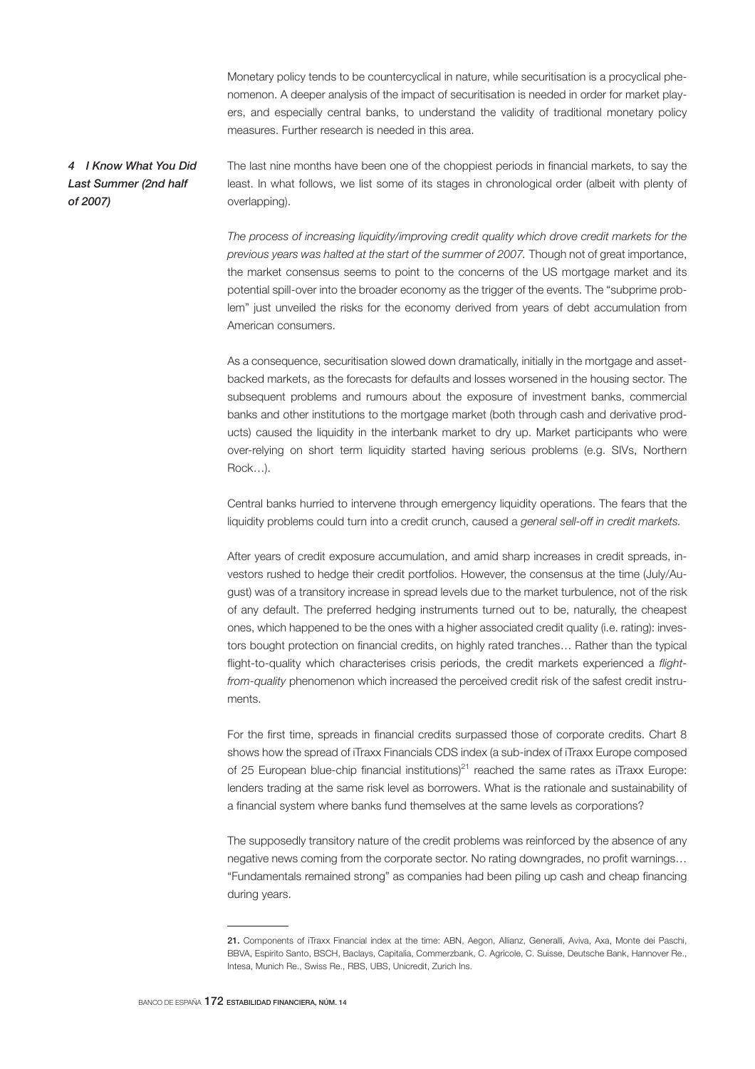Monetary policy tends to be countercyclical in nature, while securitisation is a procyclical phenomenon. A deeper analysis of the impact of securitisation is needed in order for market players, and especially central banks, to understand the validity of traditional monetary policy measures. Further research is needed in this area.

## *4 I Know What You Did Last Summer (2nd half of 2007)*

The last nine months have been one of the choppiest periods in financial markets, to say the least. In what follows, we list some of its stages in chronological order (albeit with plenty of overlapping).

*The process of increasing liquidity/improving credit quality which drove credit markets for the previous years was halted at the start of the summer of 2007.* Though not of great importance, the market consensus seems to point to the concerns of the US mortgage market and its potential spill-over into the broader economy as the trigger of the events. The "subprime problem" just unveiled the risks for the economy derived from years of debt accumulation from American consumers.

As a consequence, securitisation slowed down dramatically, initially in the mortgage and asset-backed markets, as the forecasts for defaults and losses worsened in the housing sector. The subsequent problems and rumours about the exposure of investment banks, commercial banks and other institutions to the mortgage market (both through cash and derivative products) caused the liquidity in the interbank market to dry up. Market participants who were over-relying on short term liquidity started having serious problems (e.g. SIVs, Northern Rock…).

Central banks hurried to intervene through emergency liquidity operations. The fears that the liquidity problems could turn into a credit crunch, caused a *general sell-off in credit markets.*

After years of credit exposure accumulation, and amid sharp increases in credit spreads, investors rushed to hedge their credit portfolios. However, the consensus at the time (July/August) was of a transitory increase in spread levels due to the market turbulence, not of the risk of any default. The preferred hedging instruments turned out to be, naturally, the cheapest ones, which happened to be the ones with a higher associated credit quality (i.e. rating): investors bought protection on financial credits, on highly rated tranches… Rather than the typical flight-to-quality which characterises crisis periods, the credit markets experienced a *flight-from-quality* phenomenon which increased the perceived credit risk of the safest credit instruments.

For the first time, spreads in financial credits surpassed those of corporate credits. Chart 8 shows how the spread of iTraxx Financials CDS index (a sub-index of iTraxx Europe composed of 25 European blue-chip financial institutions)[21] reached the same rates as iTraxx Europe: lenders trading at the same risk level as borrowers. What is the rationale and sustainability of a financial system where banks fund themselves at the same levels as corporations?

The supposedly transitory nature of the credit problems was reinforced by the absence of any negative news coming from the corporate sector. No rating downgrades, no profit warnings… "Fundamentals remained strong" as companies had been piling up cash and cheap financing during years.

---

**21.** Components of iTraxx Financial index at the time: ABN, Aegon, Allianz, Generalli, Aviva, Axa, Monte dei Paschi, BBVA, Espirito Santo, BSCH, Baclays, Capitalia, Commerzbank, C. Agricole, C. Suisse, Deutsche Bank, Hannover Re., Intesa, Munich Re., Swiss Re., RBS, UBS, Unicredit, Zurich Ins.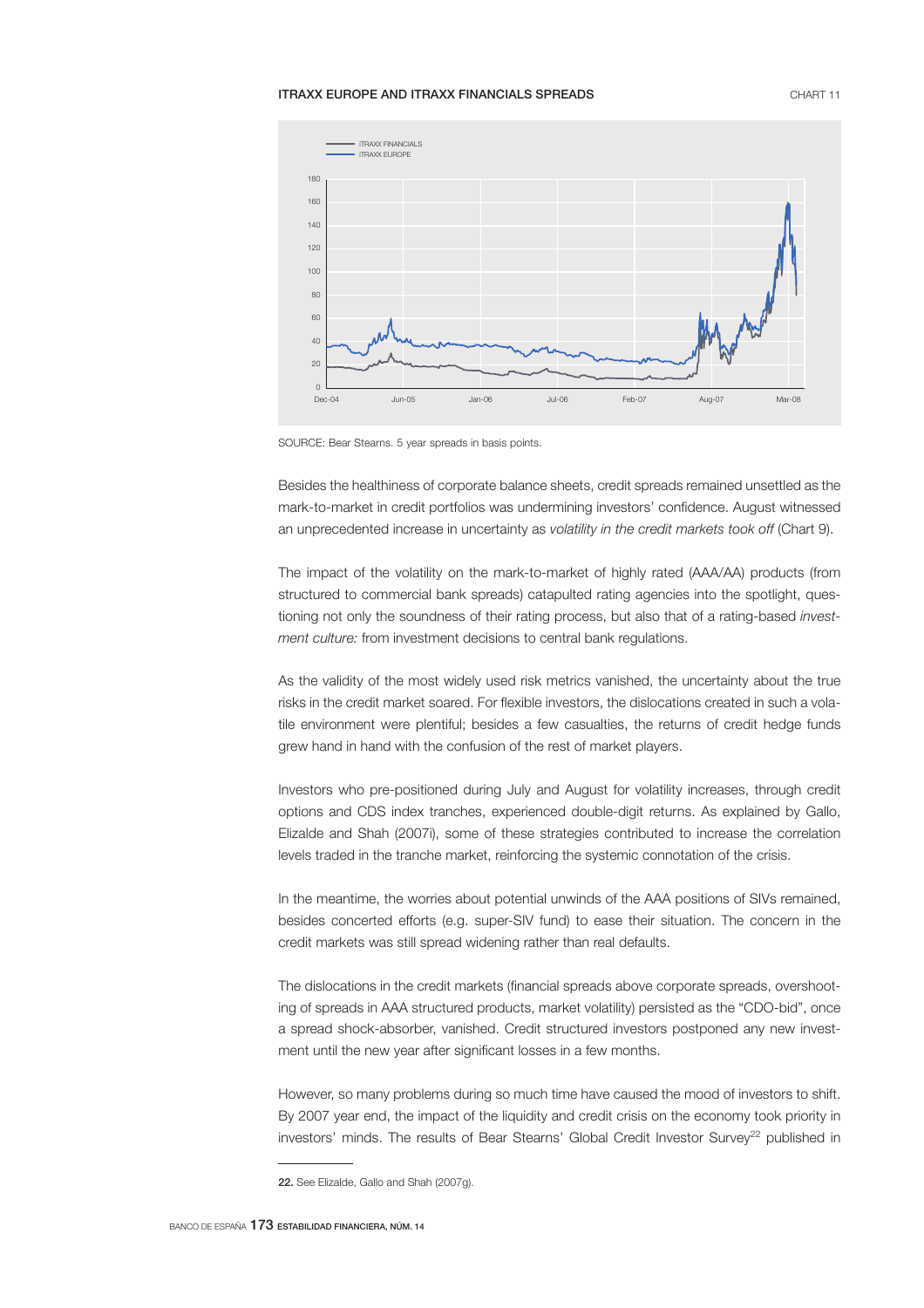**ITRAXX EUROPE AND ITRAXX FINANCIALS SPREADS** CHART 11

SOURCE: Bear Stearns. 5 year spreads in basis points.

Besides the healthiness of corporate balance sheets, credit spreads remained unsettled as the mark-to-market in credit portfolios was undermining investors' confidence. August witnessed an unprecedented increase in uncertainty as *volatility in the credit markets took off* (Chart 9).

The impact of the volatility on the mark-to-market of highly rated (AAA/AA) products (from structured to commercial bank spreads) catapulted rating agencies into the spotlight, questioning not only the soundness of their rating process, but also that of a rating-based *investment culture:* from investment decisions to central bank regulations.

As the validity of the most widely used risk metrics vanished, the uncertainty about the true risks in the credit market soared. For flexible investors, the dislocations created in such a volatile environment were plentiful; besides a few casualties, the returns of credit hedge funds grew hand in hand with the confusion of the rest of market players.

Investors who pre-positioned during July and August for volatility increases, through credit options and CDS index tranches, experienced double-digit returns. As explained by Gallo, Elizalde and Shah (2007i), some of these strategies contributed to increase the correlation levels traded in the tranche market, reinforcing the systemic connotation of the crisis.

In the meantime, the worries about potential unwinds of the AAA positions of SIVs remained, besides concerted efforts (e.g. super-SIV fund) to ease their situation. The concern in the credit markets was still spread widening rather than real defaults.

The dislocations in the credit markets (financial spreads above corporate spreads, overshooting of spreads in AAA structured products, market volatility) persisted as the "CDO-bid", once a spread shock-absorber, vanished. Credit structured investors postponed any new investment until the new year after significant losses in a few months.

However, so many problems during so much time have caused the mood of investors to shift. By 2007 year end, the impact of the liquidity and credit crisis on the economy took priority in investors' minds. The results of Bear Stearns' Global Credit Investor Survey[22] published in

22. See Elizalde, Gallo and Shah (2007g).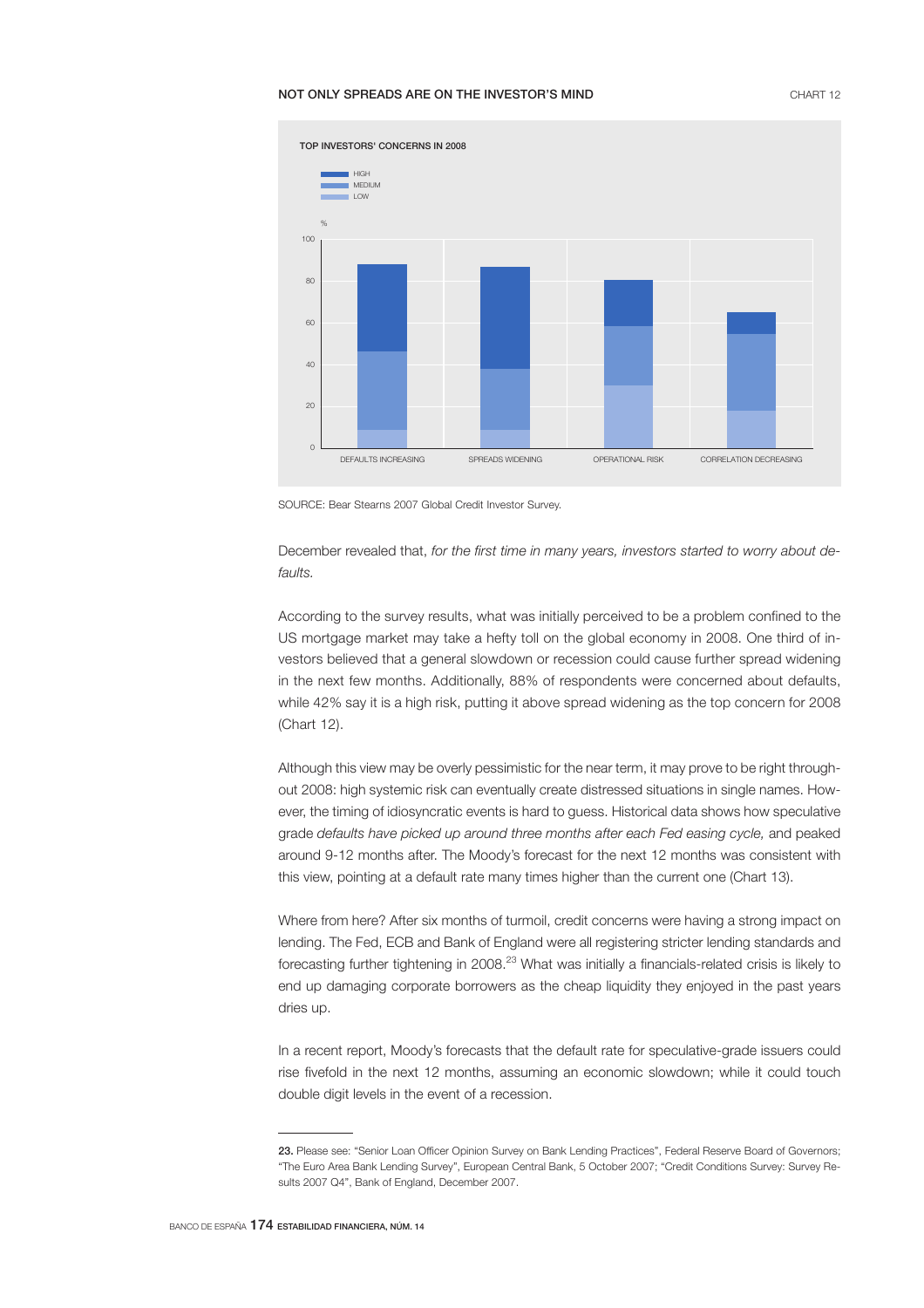NOT ONLY SPREADS ARE ON THE INVESTOR'S MIND

CHART 12

TOP INVESTORS' CONCERNS IN 2008

SOURCE: Bear Stearns 2007 Global Credit Investor Survey.

December revealed that, *for the first time in many years, investors started to worry about defaults.*

According to the survey results, what was initially perceived to be a problem confined to the US mortgage market may take a hefty toll on the global economy in 2008. One third of investors believed that a general slowdown or recession could cause further spread widening in the next few months. Additionally, 88% of respondents were concerned about defaults, while 42% say it is a high risk, putting it above spread widening as the top concern for 2008 (Chart 12).

Although this view may be overly pessimistic for the near term, it may prove to be right throughout 2008: high systemic risk can eventually create distressed situations in single names. However, the timing of idiosyncratic events is hard to guess. Historical data shows how speculative grade *defaults have picked up around three months after each Fed easing cycle,* and peaked around 9-12 months after. The Moody's forecast for the next 12 months was consistent with this view, pointing at a default rate many times higher than the current one (Chart 13).

Where from here? After six months of turmoil, credit concerns were having a strong impact on lending. The Fed, ECB and Bank of England were all registering stricter lending standards and forecasting further tightening in 2008.[23] What was initially a financials-related crisis is likely to end up damaging corporate borrowers as the cheap liquidity they enjoyed in the past years dries up.

In a recent report, Moody's forecasts that the default rate for speculative-grade issuers could rise fivefold in the next 12 months, assuming an economic slowdown; while it could touch double digit levels in the event of a recession.

---

**23.** Please see: "Senior Loan Officer Opinion Survey on Bank Lending Practices", Federal Reserve Board of Governors; "The Euro Area Bank Lending Survey", European Central Bank, 5 October 2007; "Credit Conditions Survey: Survey Results 2007 Q4", Bank of England, December 2007.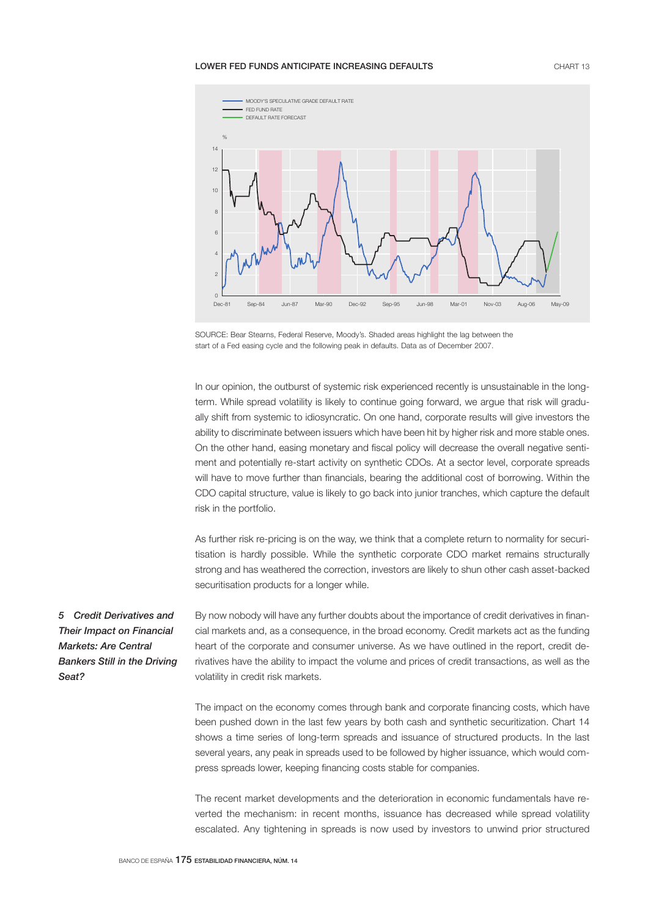**LOWER FED FUNDS ANTICIPATE INCREASING DEFAULTS** CHART 13

SOURCE: Bear Stearns, Federal Reserve, Moody's. Shaded areas highlight the lag between the start of a Fed easing cycle and the following peak in defaults. Data as of December 2007.

In our opinion, the outburst of systemic risk experienced recently is unsustainable in the long-term. While spread volatility is likely to continue going forward, we argue that risk will gradually shift from systemic to idiosyncratic. On one hand, corporate results will give investors the ability to discriminate between issuers which have been hit by higher risk and more stable ones. On the other hand, easing monetary and fiscal policy will decrease the overall negative sentiment and potentially re-start activity on synthetic CDOs. At a sector level, corporate spreads will have to move further than financials, bearing the additional cost of borrowing. Within the CDO capital structure, value is likely to go back into junior tranches, which capture the default risk in the portfolio.

As further risk re-pricing is on the way, we think that a complete return to normality for securitisation is hardly possible. While the synthetic corporate CDO market remains structurally strong and has weathered the correction, investors are likely to shun other cash asset-backed securitisation products for a longer while.

## *5 Credit Derivatives and Their Impact on Financial Markets: Are Central Bankers Still in the Driving Seat?*

By now nobody will have any further doubts about the importance of credit derivatives in financial markets and, as a consequence, in the broad economy. Credit markets act as the funding heart of the corporate and consumer universe. As we have outlined in the report, credit derivatives have the ability to impact the volume and prices of credit transactions, as well as the volatility in credit risk markets.

The impact on the economy comes through bank and corporate financing costs, which have been pushed down in the last few years by both cash and synthetic securitization. Chart 14 shows a time series of long-term spreads and issuance of structured products. In the last several years, any peak in spreads used to be followed by higher issuance, which would compress spreads lower, keeping financing costs stable for companies.

The recent market developments and the deterioration in economic fundamentals have reverted the mechanism: in recent months, issuance has decreased while spread volatility escalated. Any tightening in spreads is now used by investors to unwind prior structured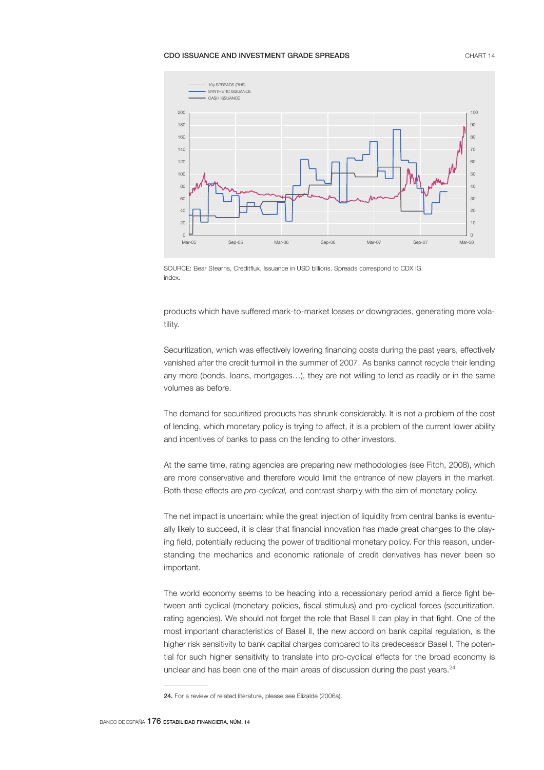CDO ISSUANCE AND INVESTMENT GRADE SPREADS

CHART 14

SOURCE: Bear Stearns, Creditflux. Issuance in USD billions. Spreads correspond to CDX IG index.

products which have suffered mark-to-market losses or downgrades, generating more volatility.

Securitization, which was effectively lowering financing costs during the past years, effectively vanished after the credit turmoil in the summer of 2007. As banks cannot recycle their lending any more (bonds, loans, mortgages…), they are not willing to lend as readily or in the same volumes as before.

The demand for securitized products has shrunk considerably. It is not a problem of the cost of lending, which monetary policy is trying to affect, it is a problem of the current lower ability and incentives of banks to pass on the lending to other investors.

At the same time, rating agencies are preparing new methodologies (see Fitch, 2008), which are more conservative and therefore would limit the entrance of new players in the market. Both these effects are *pro-cyclical,* and contrast sharply with the aim of monetary policy.

The net impact is uncertain: while the great injection of liquidity from central banks is eventually likely to succeed, it is clear that financial innovation has made great changes to the playing field, potentially reducing the power of traditional monetary policy. For this reason, understanding the mechanics and economic rationale of credit derivatives has never been so important.

The world economy seems to be heading into a recessionary period amid a fierce fight between anti-cyclical (monetary policies, fiscal stimulus) and pro-cyclical forces (securitization, rating agencies). We should not forget the role that Basel II can play in that fight. One of the most important characteristics of Basel II, the new accord on bank capital regulation, is the higher risk sensitivity to bank capital charges compared to its predecessor Basel I. The potential for such higher sensitivity to translate into pro-cyclical effects for the broad economy is unclear and has been one of the main areas of discussion during the past years.[24]

**24.** For a review of related literature, please see Elizalde (2006a).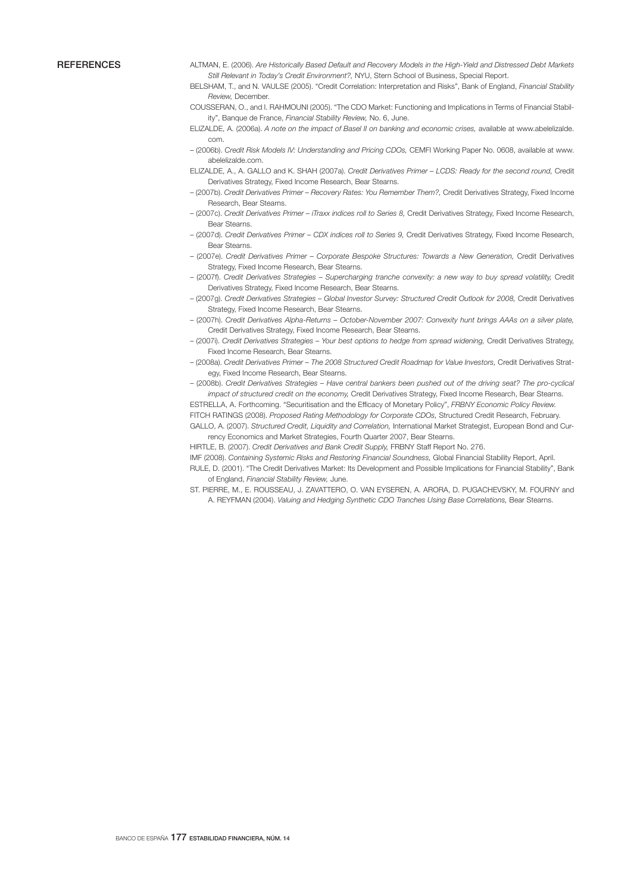## REFERENCES

ALTMAN, E. (2006). *Are Historically Based Default and Recovery Models in the High-Yield and Distressed Debt Markets Still Relevant in Today's Credit Environment?,* NYU, Stern School of Business, Special Report.

BELSHAM, T., and N. VAULSE (2005). "Credit Correlation: Interpretation and Risks", Bank of England, *Financial Stability Review,* December.

COUSSERAN, O., and I. RAHMOUNI (2005). "The CDO Market: Functioning and Implications in Terms of Financial Stability", Banque de France, *Financial Stability Review,* No. 6, June.

ELIZALDE, A. (2006a). *A note on the impact of Basel II on banking and economic crises,* available at www.abelelizalde.com.

– (2006b). *Credit Risk Models IV: Understanding and Pricing CDOs,* CEMFI Working Paper No. 0608, available at www.abelelizalde.com.

ELIZALDE, A., A. GALLO and K. SHAH (2007a). *Credit Derivatives Primer – LCDS: Ready for the second round,* Credit Derivatives Strategy, Fixed Income Research, Bear Stearns.

– (2007b). *Credit Derivatives Primer – Recovery Rates: You Remember Them?,* Credit Derivatives Strategy, Fixed Income Research, Bear Stearns.

– (2007c). *Credit Derivatives Primer – iTraxx indices roll to Series 8,* Credit Derivatives Strategy, Fixed Income Research, Bear Stearns.

– (2007d). *Credit Derivatives Primer – CDX indices roll to Series 9,* Credit Derivatives Strategy, Fixed Income Research, Bear Stearns.

– (2007e). *Credit Derivatives Primer – Corporate Bespoke Structures: Towards a New Generation,* Credit Derivatives Strategy, Fixed Income Research, Bear Stearns.

– (2007f). *Credit Derivatives Strategies – Supercharging tranche convexity: a new way to buy spread volatility,* Credit Derivatives Strategy, Fixed Income Research, Bear Stearns.

– (2007g). *Credit Derivatives Strategies – Global Investor Survey: Structured Credit Outlook for 2008,* Credit Derivatives Strategy, Fixed Income Research, Bear Stearns.

– (2007h). *Credit Derivatives Alpha-Returns – October-November 2007: Convexity hunt brings AAAs on a silver plate,* Credit Derivatives Strategy, Fixed Income Research, Bear Stearns.

– (2007i). *Credit Derivatives Strategies – Your best options to hedge from spread widening,* Credit Derivatives Strategy, Fixed Income Research, Bear Stearns.

– (2008a). *Credit Derivatives Primer – The 2008 Structured Credit Roadmap for Value Investors,* Credit Derivatives Strategy, Fixed Income Research, Bear Stearns.

– (2008b). *Credit Derivatives Strategies – Have central bankers been pushed out of the driving seat? The pro-cyclical impact of structured credit on the economy,* Credit Derivatives Strategy, Fixed Income Research, Bear Stearns.

ESTRELLA, A. Forthcoming. "Securitisation and the Efficacy of Monetary Policy", *FRBNY Economic Policy Review.*

FITCH RATINGS (2008). *Proposed Rating Methodology for Corporate CDOs,* Structured Credit Research, February.

GALLO, A. (2007). *Structured Credit, Liquidity and Correlation,* International Market Strategist, European Bond and Currency Economics and Market Strategies, Fourth Quarter 2007, Bear Stearns.

HIRTLE, B. (2007). *Credit Derivatives and Bank Credit Supply,* FRBNY Staff Report No. 276.

IMF (2008). *Containing Systemic Risks and Restoring Financial Soundness,* Global Financial Stability Report, April.

RULE, D. (2001). "The Credit Derivatives Market: Its Development and Possible Implications for Financial Stability", Bank of England, *Financial Stability Review,* June.

ST. PIERRE, M., E. ROUSSEAU, J. ZAVATTERO, O. VAN EYSEREN, A. ARORA, D. PUGACHEVSKY, M. FOURNY and A. REYFMAN (2004). *Valuing and Hedging Synthetic CDO Tranches Using Base Correlations,* Bear Stearns.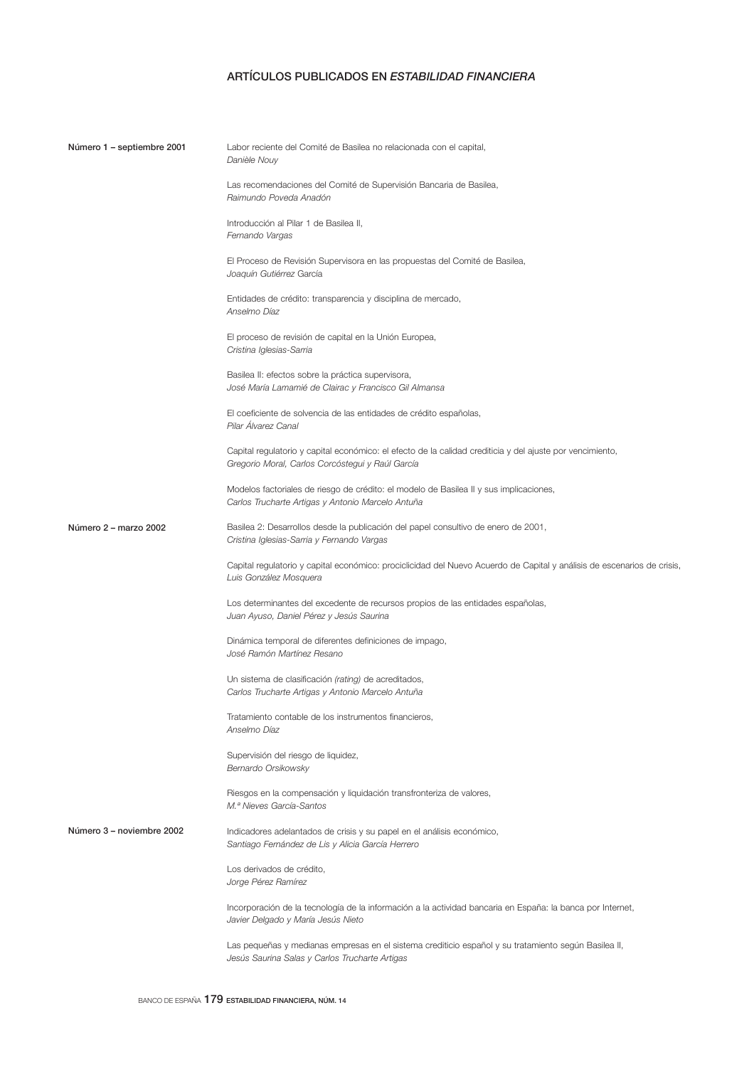# ARTÍCULOS PUBLICADOS EN *ESTABILIDAD FINANCIERA*

**Número 1 – septiembre 2001**

Labor reciente del Comité de Basilea no relacionada con el capital,
*Danièle Nouy*

Las recomendaciones del Comité de Supervisión Bancaria de Basilea,
*Raimundo Poveda Anadón*

Introducción al Pilar 1 de Basilea II,
*Fernando Vargas*

El Proceso de Revisión Supervisora en las propuestas del Comité de Basilea,
*Joaquín Gutiérrez* García

Entidades de crédito: transparencia y disciplina de mercado,
*Anselmo Díaz*

El proceso de revisión de capital en la Unión Europea,
*Cristina Iglesias-Sarria*

Basilea II: efectos sobre la práctica supervisora,
*José María Lamamié de Clairac y Francisco Gil Almansa*

El coeficiente de solvencia de las entidades de crédito españolas,
*Pilar Álvarez Canal*

Capital regulatorio y capital económico: el efecto de la calidad crediticia y del ajuste por vencimiento,
*Gregorio Moral, Carlos Corcóstegui y Raúl García*

Modelos factoriales de riesgo de crédito: el modelo de Basilea II y sus implicaciones,
*Carlos Trucharte Artigas y Antonio Marcelo Antuña*

**Número 2 – marzo 2002**

Basilea 2: Desarrollos desde la publicación del papel consultivo de enero de 2001,
*Cristina Iglesias-Sarria y Fernando Vargas*

Capital regulatorio y capital económico: prociclicidad del Nuevo Acuerdo de Capital y análisis de escenarios de crisis,
*Luis González Mosquera*

Los determinantes del excedente de recursos propios de las entidades españolas,
*Juan Ayuso, Daniel Pérez y Jesús Saurina*

Dinámica temporal de diferentes definiciones de impago,
*José Ramón Martínez Resano*

Un sistema de clasificación *(rating)* de acreditados,
*Carlos Trucharte Artigas y Antonio Marcelo Antuña*

Tratamiento contable de los instrumentos financieros,
*Anselmo Díaz*

Supervisión del riesgo de liquidez,
*Bernardo Orsikowsky*

Riesgos en la compensación y liquidación transfronteriza de valores,
*M.ª Nieves García-Santos*

**Número 3 – noviembre 2002**

Indicadores adelantados de crisis y su papel en el análisis económico,
*Santiago Fernández de Lis y Alicia García Herrero*

Los derivados de crédito,
*Jorge Pérez Ramírez*

Incorporación de la tecnología de la información a la actividad bancaria en España: la banca por Internet,
*Javier Delgado y María Jesús Nieto*

Las pequeñas y medianas empresas en el sistema crediticio español y su tratamiento según Basilea II,
*Jesús Saurina Salas y Carlos Trucharte Artigas*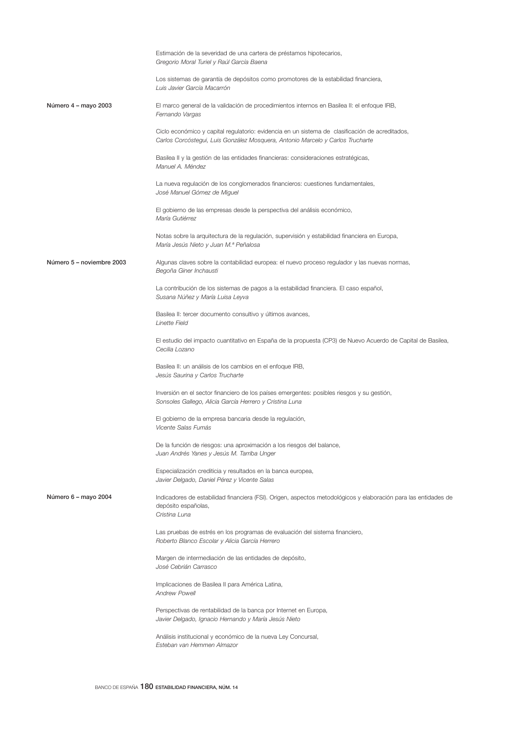Estimación de la severidad de una cartera de préstamos hipotecarios,
*Gregorio Moral Turiel y Raúl García Baena*

Los sistemas de garantía de depósitos como promotores de la estabilidad financiera,
*Luis Javier García Macarrón*

**Número 4 – mayo 2003**

El marco general de la validación de procedimientos internos en Basilea II: el enfoque IRB,
*Fernando Vargas*

Ciclo económico y capital regulatorio: evidencia en un sistema de clasificación de acreditados,
*Carlos Corcóstegui, Luis González Mosquera, Antonio Marcelo y Carlos Trucharte*

Basilea II y la gestión de las entidades financieras: consideraciones estratégicas,
*Manuel A. Méndez*

La nueva regulación de los conglomerados financieros: cuestiones fundamentales,
*José Manuel Gómez de Miguel*

El gobierno de las empresas desde la perspectiva del análisis económico,
*María Gutiérrez*

Notas sobre la arquitectura de la regulación, supervisión y estabilidad financiera en Europa,
*María Jesús Nieto y Juan M.ª Peñalosa*

**Número 5 – noviembre 2003**

Algunas claves sobre la contabilidad europea: el nuevo proceso regulador y las nuevas normas,
*Begoña Giner Inchausti*

La contribución de los sistemas de pagos a la estabilidad financiera. El caso español,
*Susana Núñez y María Luisa Leyva*

Basilea II: tercer documento consultivo y últimos avances,
*Linette Field*

El estudio del impacto cuantitativo en España de la propuesta (CP3) de Nuevo Acuerdo de Capital de Basilea,
*Cecilia Lozano*

Basilea II: un análisis de los cambios en el enfoque IRB,
*Jesús Saurina y Carlos Trucharte*

Inversión en el sector financiero de los países emergentes: posibles riesgos y su gestión,
*Sonsoles Gallego, Alicia García Herrero y Cristina Luna*

El gobierno de la empresa bancaria desde la regulación,
*Vicente Salas Fumás*

De la función de riesgos: una aproximación a los riesgos del balance,
*Juan Andrés Yanes y Jesús M. Tarriba Unger*

Especialización crediticia y resultados en la banca europea,
*Javier Delgado, Daniel Pérez y Vicente Salas*

**Número 6 – mayo 2004**

Indicadores de estabilidad financiera (FSI). Origen, aspectos metodológicos y elaboración para las entidades de depósito españolas,
*Cristina Luna*

Las pruebas de estrés en los programas de evaluación del sistema financiero,
*Roberto Blanco Escolar y Alicia García Herrero*

Margen de intermediación de las entidades de depósito,
*José Cebrián Carrasco*

Implicaciones de Basilea II para América Latina,
*Andrew Powell*

Perspectivas de rentabilidad de la banca por Internet en Europa,
*Javier Delgado, Ignacio Hernando y María Jesús Nieto*

Análisis institucional y económico de la nueva Ley Concursal,
*Esteban van Hemmen Almazor*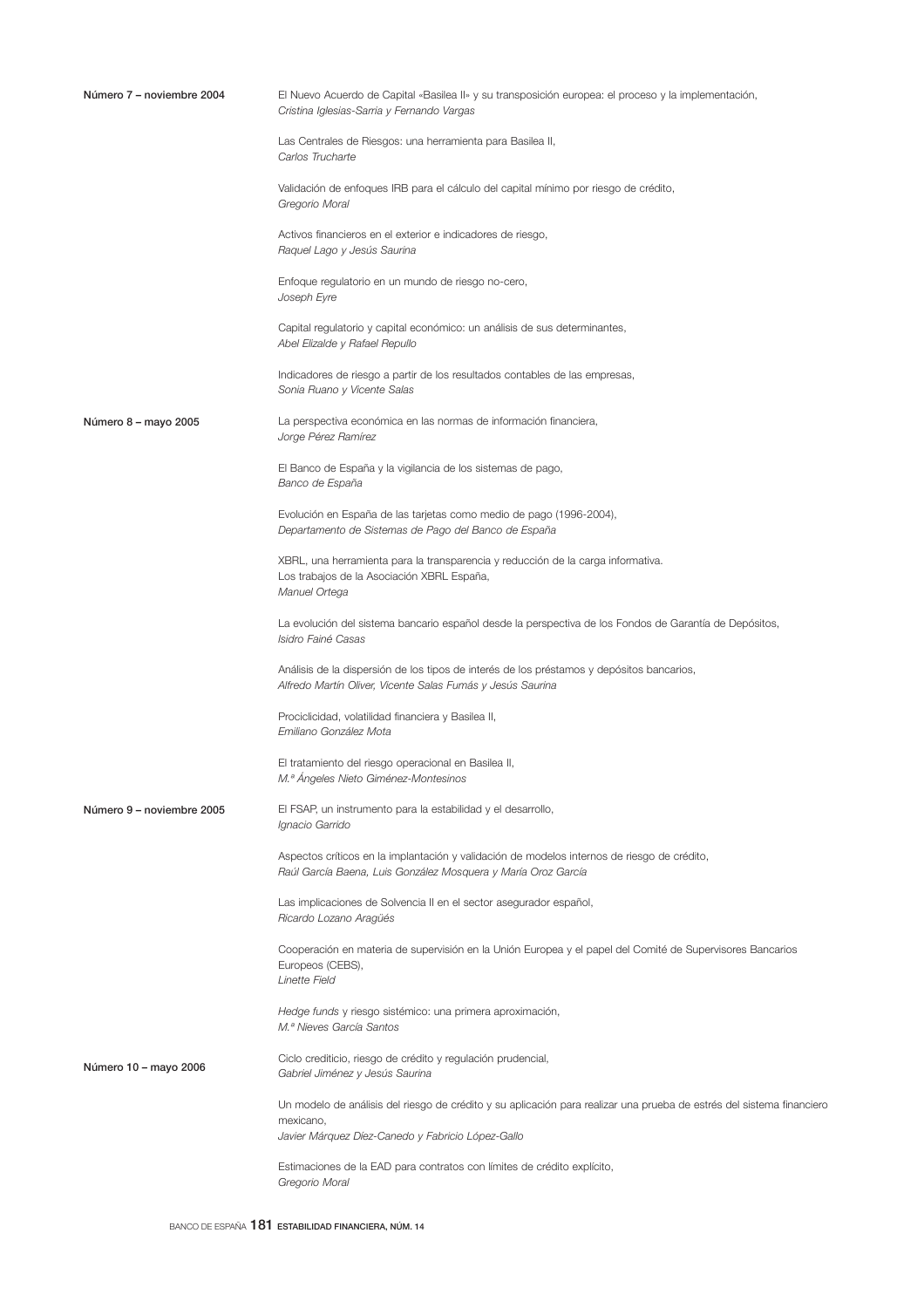**Número 7 – noviembre 2004**

El Nuevo Acuerdo de Capital «Basilea II» y su transposición europea: el proceso y la implementación,
*Cristina Iglesias-Sarria y Fernando Vargas*

Las Centrales de Riesgos: una herramienta para Basilea II,
*Carlos Trucharte*

Validación de enfoques IRB para el cálculo del capital mínimo por riesgo de crédito,
*Gregorio Moral*

Activos financieros en el exterior e indicadores de riesgo,
*Raquel Lago y Jesús Saurina*

Enfoque regulatorio en un mundo de riesgo no-cero,
*Joseph Eyre*

Capital regulatorio y capital económico: un análisis de sus determinantes,
*Abel Elizalde y Rafael Repullo*

Indicadores de riesgo a partir de los resultados contables de las empresas,
*Sonia Ruano y Vicente Salas*

**Número 8 – mayo 2005**

La perspectiva económica en las normas de información financiera,
*Jorge Pérez Ramírez*

El Banco de España y la vigilancia de los sistemas de pago,
*Banco de España*

Evolución en España de las tarjetas como medio de pago (1996-2004),
*Departamento de Sistemas de Pago del Banco de España*

XBRL, una herramienta para la transparencia y reducción de la carga informativa.
Los trabajos de la Asociación XBRL España,
*Manuel Ortega*

La evolución del sistema bancario español desde la perspectiva de los Fondos de Garantía de Depósitos,
*Isidro Fainé Casas*

Análisis de la dispersión de los tipos de interés de los préstamos y depósitos bancarios,
*Alfredo Martín Oliver, Vicente Salas Fumás y Jesús Saurina*

Prociclicidad, volatilidad financiera y Basilea II,
*Emiliano González Mota*

El tratamiento del riesgo operacional en Basilea II,
*M.ª Ángeles Nieto Giménez-Montesinos*

**Número 9 – noviembre 2005**

El FSAP, un instrumento para la estabilidad y el desarrollo,
*Ignacio Garrido*

Aspectos críticos en la implantación y validación de modelos internos de riesgo de crédito,
*Raúl García Baena, Luis González Mosquera y María Oroz García*

Las implicaciones de Solvencia II en el sector asegurador español,
*Ricardo Lozano Aragüés*

Cooperación en materia de supervisión en la Unión Europea y el papel del Comité de Supervisores Bancarios Europeos (CEBS),
*Linette Field*

*Hedge funds* y riesgo sistémico: una primera aproximación,
*M.ª Nieves García Santos*

**Número 10 – mayo 2006**

Ciclo crediticio, riesgo de crédito y regulación prudencial,
*Gabriel Jiménez y Jesús Saurina*

Un modelo de análisis del riesgo de crédito y su aplicación para realizar una prueba de estrés del sistema financiero mexicano,
*Javier Márquez Díez-Canedo y Fabricio López-Gallo*

Estimaciones de la EAD para contratos con límites de crédito explícito,
*Gregorio Moral*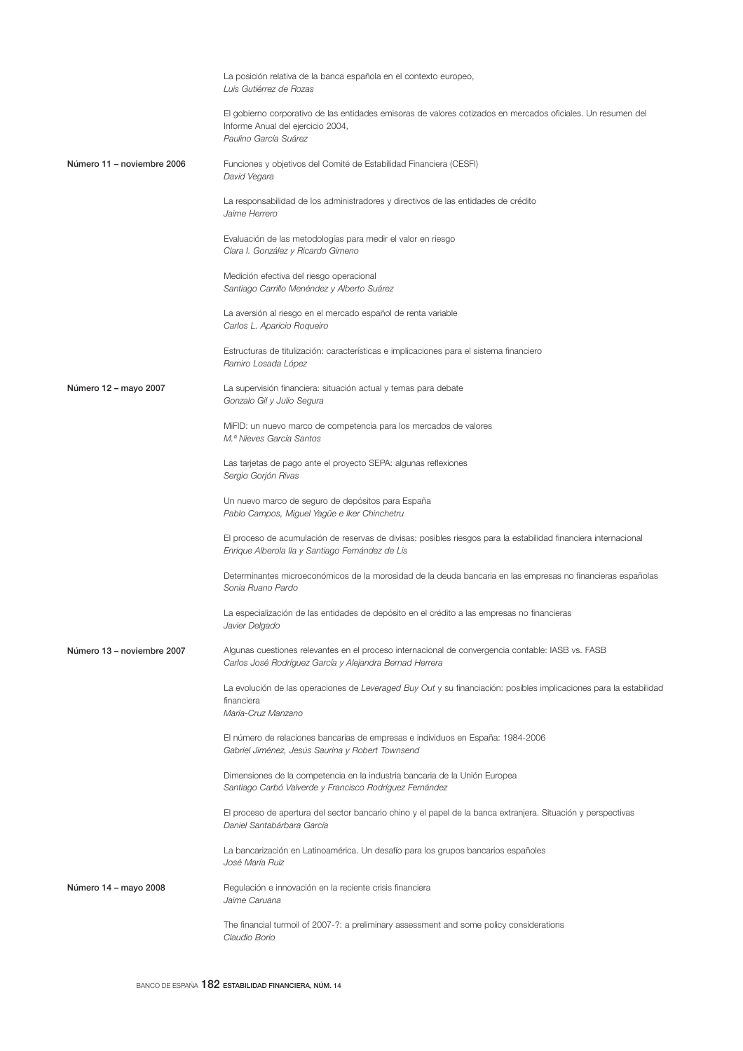La posición relativa de la banca española en el contexto europeo,
*Luis Gutiérrez de Rozas*

El gobierno corporativo de las entidades emisoras de valores cotizados en mercados oficiales. Un resumen del Informe Anual del ejercicio 2004,
*Paulino García Suárez*

**Número 11 – noviembre 2006**

Funciones y objetivos del Comité de Estabilidad Financiera (CESFI)
*David Vegara*

La responsabilidad de los administradores y directivos de las entidades de crédito
*Jaime Herrero*

Evaluación de las metodologías para medir el valor en riesgo
*Clara I. González y Ricardo Gimeno*

Medición efectiva del riesgo operacional
*Santiago Carrillo Menéndez y Alberto Suárez*

La aversión al riesgo en el mercado español de renta variable
*Carlos L. Aparicio Roqueiro*

Estructuras de titulización: características e implicaciones para el sistema financiero
*Ramiro Losada López*

**Número 12 – mayo 2007**

La supervisión financiera: situación actual y temas para debate
*Gonzalo Gil y Julio Segura*

MiFID: un nuevo marco de competencia para los mercados de valores
*M.ª Nieves García Santos*

Las tarjetas de pago ante el proyecto SEPA: algunas reflexiones
*Sergio Gorjón Rivas*

Un nuevo marco de seguro de depósitos para España
*Pablo Campos, Miguel Yagüe e Iker Chinchetru*

El proceso de acumulación de reservas de divisas: posibles riesgos para la estabilidad financiera internacional
*Enrique Alberola Ila y Santiago Fernández de Lis*

Determinantes microeconómicos de la morosidad de la deuda bancaria en las empresas no financieras españolas
*Sonia Ruano Pardo*

La especialización de las entidades de depósito en el crédito a las empresas no financieras
*Javier Delgado*

**Número 13 – noviembre 2007**

Algunas cuestiones relevantes en el proceso internacional de convergencia contable: IASB vs. FASB
*Carlos José Rodríguez García y Alejandra Bernad Herrera*

La evolución de las operaciones de *Leveraged Buy Out* y su financiación: posibles implicaciones para la estabilidad financiera
*María-Cruz Manzano*

El número de relaciones bancarias de empresas e individuos en España: 1984-2006
*Gabriel Jiménez, Jesús Saurina y Robert Townsend*

Dimensiones de la competencia en la industria bancaria de la Unión Europea
*Santiago Carbó Valverde y Francisco Rodríguez Fernández*

El proceso de apertura del sector bancario chino y el papel de la banca extranjera. Situación y perspectivas
*Daniel Santabárbara García*

La bancarización en Latinoamérica. Un desafío para los grupos bancarios españoles
*José María Ruiz*

**Número 14 – mayo 2008**

Regulación e innovación en la reciente crisis financiera
*Jaime Caruana*

The financial turmoil of 2007-?: a preliminary assessment and some policy considerations
*Claudio Borio*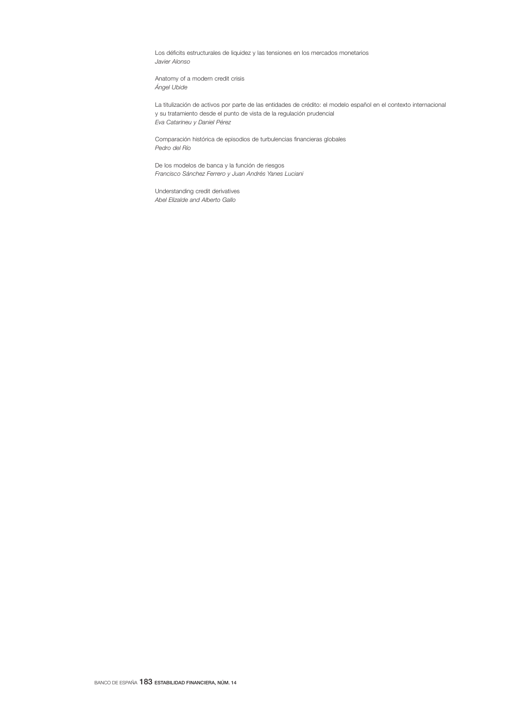Los déficits estructurales de liquidez y las tensiones en los mercados monetarios
*Javier Alonso*

Anatomy of a modern credit crisis
*Ángel Ubide*

La titulización de activos por parte de las entidades de crédito: el modelo español en el contexto internacional y su tratamiento desde el punto de vista de la regulación prudencial
*Eva Catarineu y Daniel Pérez*

Comparación histórica de episodios de turbulencias financieras globales
*Pedro del Río*

De los modelos de banca y la función de riesgos
*Francisco Sánchez Ferrero y Juan Andrés Yanes Luciani*

Understanding credit derivatives
*Abel Elizalde and Alberto Gallo*